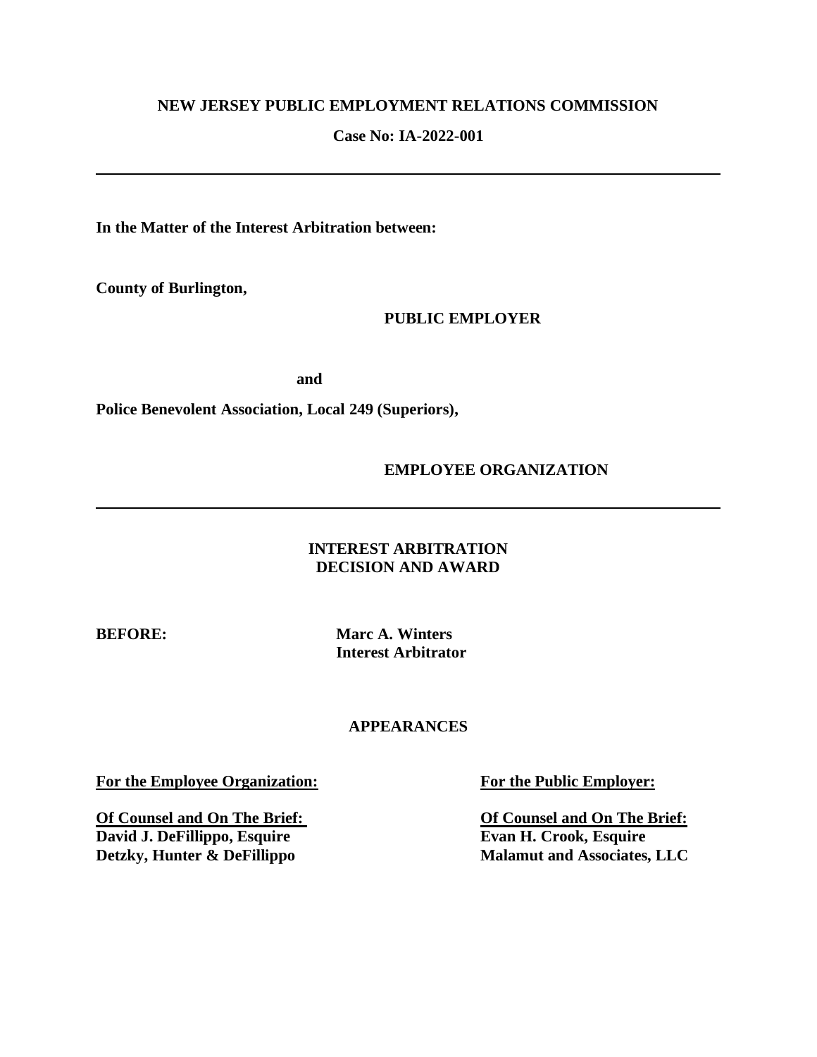**NEW JERSEY PUBLIC EMPLOYMENT RELATIONS COMMISSION**

**Case No: IA-2022-001**

---

**In the Matter of the Interest Arbitration between:**

**County of Burlington,**

**PUBLIC EMPLOYER**

**and**

**Police Benevolent Association, Local 249 (Superiors),**

**EMPLOYEE ORGANIZATION**

---

**INTEREST ARBITRATION DECISION AND AWARD**

**BEFORE:** **Marc A. Winters**
**Interest Arbitrator**

**APPEARANCES**

**For the Employee Organization:**

**Of Counsel and On The Brief:**
**David J. DeFillippo, Esquire**
**Detzky, Hunter & DeFillippo**

**For the Public Employer:**

**Of Counsel and On The Brief:**
**Evan H. Crook, Esquire**
**Malamut and Associates, LLC**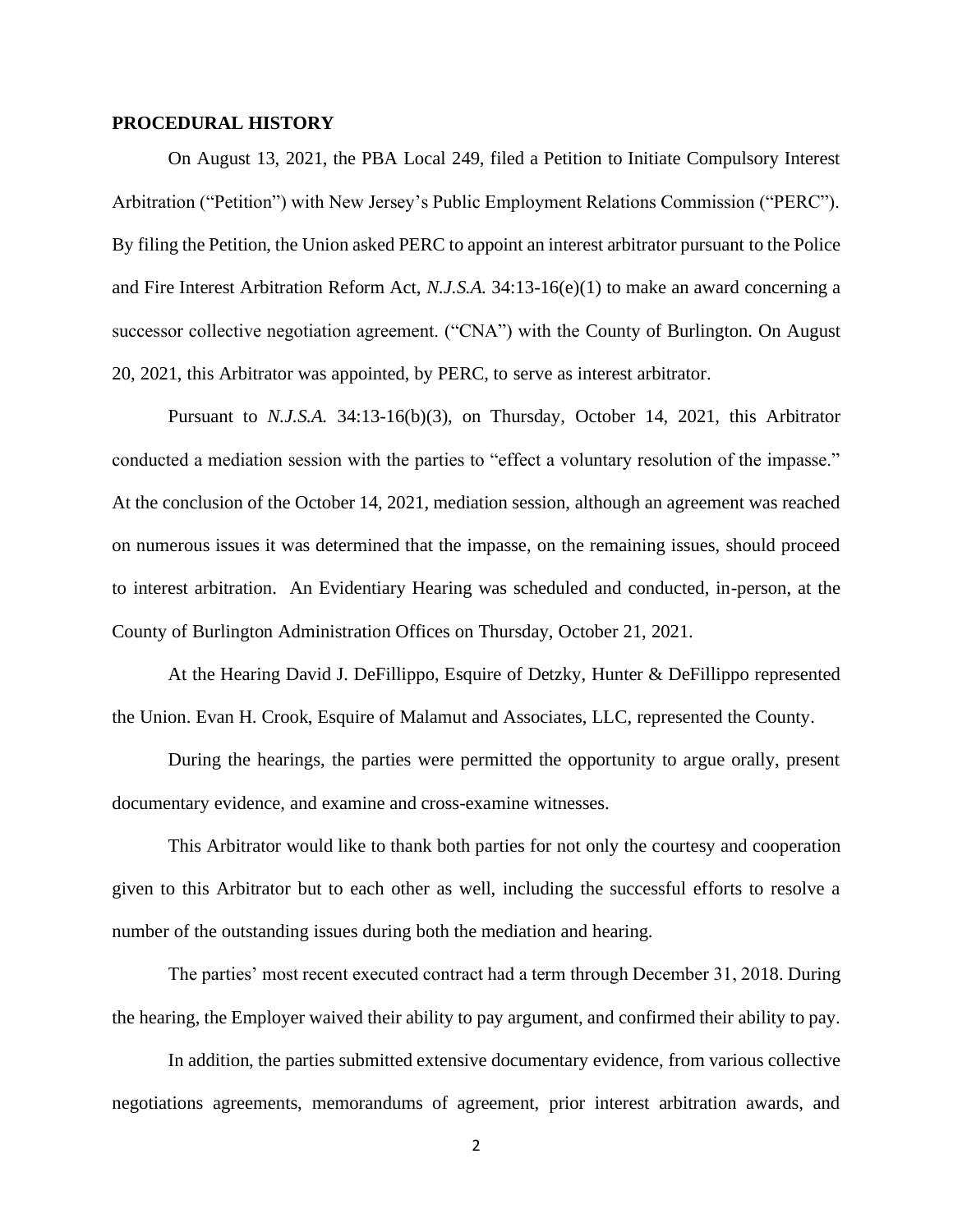**PROCEDURAL HISTORY**

On August 13, 2021, the PBA Local 249, filed a Petition to Initiate Compulsory Interest Arbitration ("Petition") with New Jersey's Public Employment Relations Commission ("PERC"). By filing the Petition, the Union asked PERC to appoint an interest arbitrator pursuant to the Police and Fire Interest Arbitration Reform Act, *N.J.S.A.* 34:13-16(e)(1) to make an award concerning a successor collective negotiation agreement. ("CNA") with the County of Burlington. On August 20, 2021, this Arbitrator was appointed, by PERC, to serve as interest arbitrator.

Pursuant to *N.J.S.A.* 34:13-16(b)(3), on Thursday, October 14, 2021, this Arbitrator conducted a mediation session with the parties to "effect a voluntary resolution of the impasse." At the conclusion of the October 14, 2021, mediation session, although an agreement was reached on numerous issues it was determined that the impasse, on the remaining issues, should proceed to interest arbitration. An Evidentiary Hearing was scheduled and conducted, in-person, at the County of Burlington Administration Offices on Thursday, October 21, 2021.

At the Hearing David J. DeFillippo, Esquire of Detzky, Hunter & DeFillippo represented the Union. Evan H. Crook, Esquire of Malamut and Associates, LLC, represented the County.

During the hearings, the parties were permitted the opportunity to argue orally, present documentary evidence, and examine and cross-examine witnesses.

This Arbitrator would like to thank both parties for not only the courtesy and cooperation given to this Arbitrator but to each other as well, including the successful efforts to resolve a number of the outstanding issues during both the mediation and hearing.

The parties' most recent executed contract had a term through December 31, 2018. During the hearing, the Employer waived their ability to pay argument, and confirmed their ability to pay.

In addition, the parties submitted extensive documentary evidence, from various collective negotiations agreements, memorandums of agreement, prior interest arbitration awards, and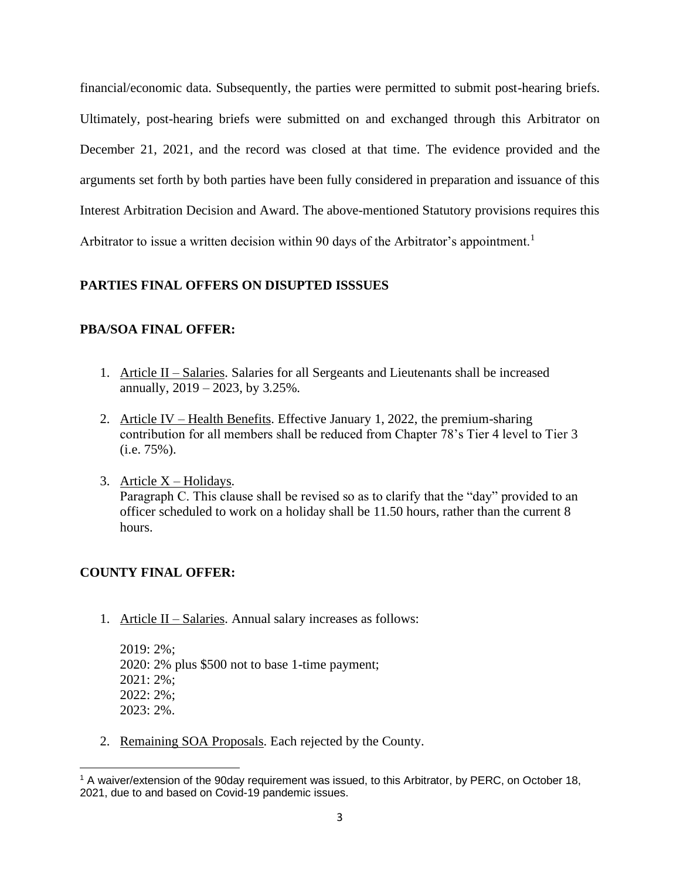financial/economic data. Subsequently, the parties were permitted to submit post-hearing briefs. Ultimately, post-hearing briefs were submitted on and exchanged through this Arbitrator on December 21, 2021, and the record was closed at that time. The evidence provided and the arguments set forth by both parties have been fully considered in preparation and issuance of this Interest Arbitration Decision and Award. The above-mentioned Statutory provisions requires this Arbitrator to issue a written decision within 90 days of the Arbitrator's appointment.[1]

**PARTIES FINAL OFFERS ON DISUPTED ISSSUES**

**PBA/SOA FINAL OFFER:**

1. Article II – Salaries. Salaries for all Sergeants and Lieutenants shall be increased annually, 2019 – 2023, by 3.25%.

2. Article IV – Health Benefits. Effective January 1, 2022, the premium-sharing contribution for all members shall be reduced from Chapter 78's Tier 4 level to Tier 3 (i.e. 75%).

3. Article X – Holidays.
   Paragraph C. This clause shall be revised so as to clarify that the "day" provided to an officer scheduled to work on a holiday shall be 11.50 hours, rather than the current 8 hours.

**COUNTY FINAL OFFER:**

1. Article II – Salaries. Annual salary increases as follows:

   2019: 2%;
   2020: 2% plus $500 not to base 1-time payment;
   2021: 2%;
   2022: 2%;
   2023: 2%.

2. Remaining SOA Proposals. Each rejected by the County.

[1] A waiver/extension of the 90day requirement was issued, to this Arbitrator, by PERC, on October 18, 2021, due to and based on Covid-19 pandemic issues.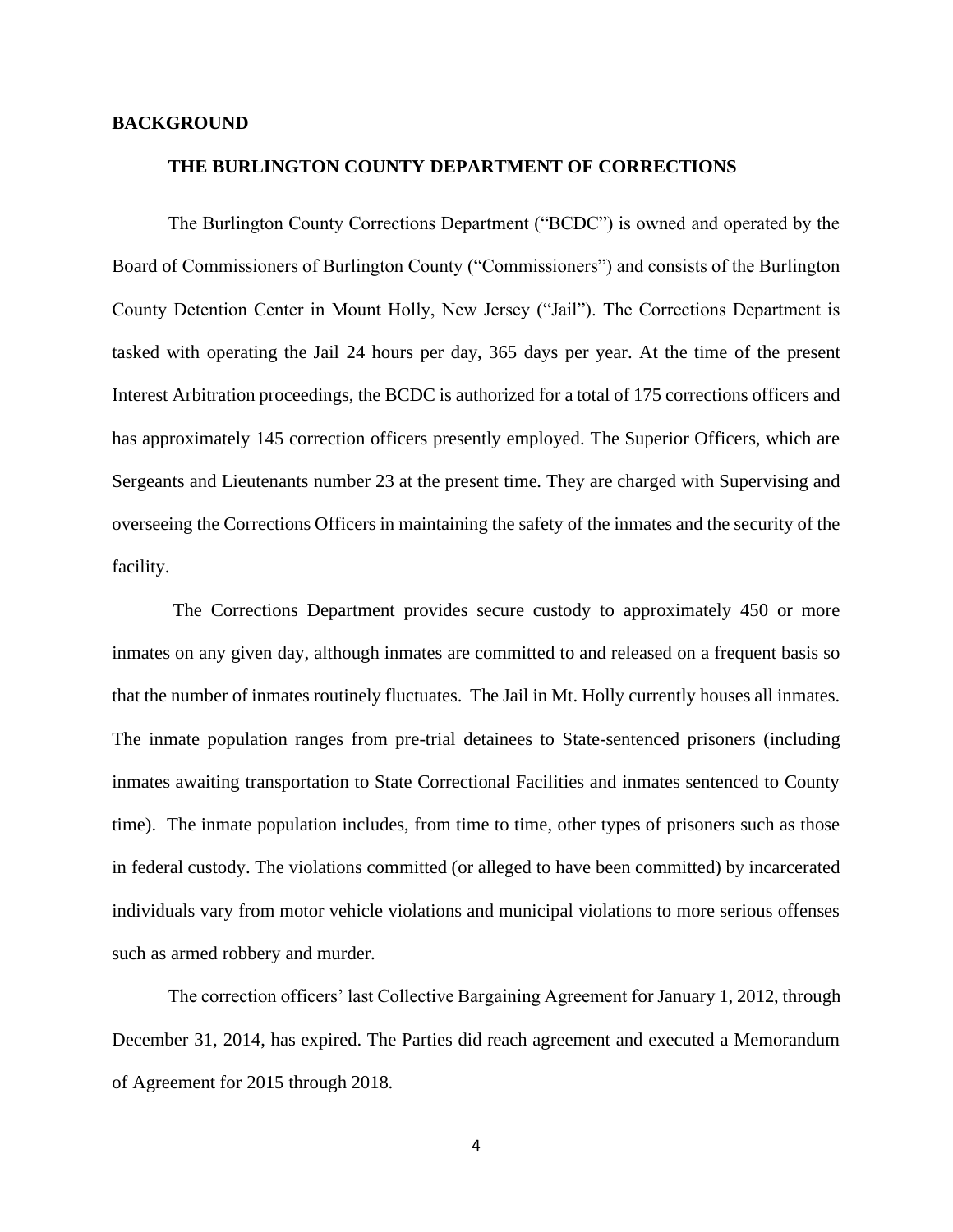**BACKGROUND**

**THE BURLINGTON COUNTY DEPARTMENT OF CORRECTIONS**

The Burlington County Corrections Department ("BCDC") is owned and operated by the Board of Commissioners of Burlington County ("Commissioners") and consists of the Burlington County Detention Center in Mount Holly, New Jersey ("Jail"). The Corrections Department is tasked with operating the Jail 24 hours per day, 365 days per year. At the time of the present Interest Arbitration proceedings, the BCDC is authorized for a total of 175 corrections officers and has approximately 145 correction officers presently employed. The Superior Officers, which are Sergeants and Lieutenants number 23 at the present time. They are charged with Supervising and overseeing the Corrections Officers in maintaining the safety of the inmates and the security of the facility.

The Corrections Department provides secure custody to approximately 450 or more inmates on any given day, although inmates are committed to and released on a frequent basis so that the number of inmates routinely fluctuates. The Jail in Mt. Holly currently houses all inmates. The inmate population ranges from pre-trial detainees to State-sentenced prisoners (including inmates awaiting transportation to State Correctional Facilities and inmates sentenced to County time). The inmate population includes, from time to time, other types of prisoners such as those in federal custody. The violations committed (or alleged to have been committed) by incarcerated individuals vary from motor vehicle violations and municipal violations to more serious offenses such as armed robbery and murder.

The correction officers' last Collective Bargaining Agreement for January 1, 2012, through December 31, 2014, has expired. The Parties did reach agreement and executed a Memorandum of Agreement for 2015 through 2018.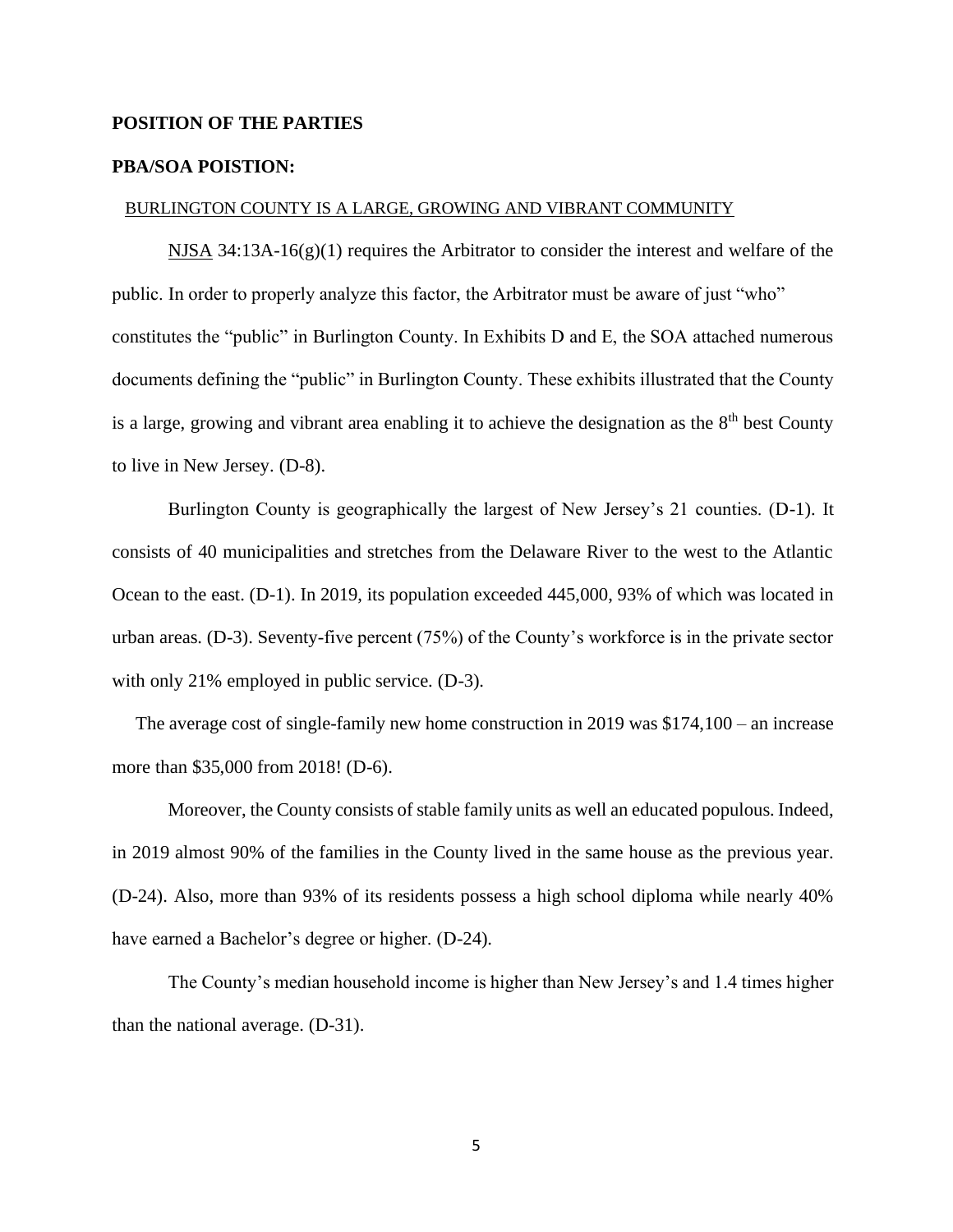**POSITION OF THE PARTIES**

**PBA/SOA POISTION:**

BURLINGTON COUNTY IS A LARGE, GROWING AND VIBRANT COMMUNITY

NJSA 34:13A-16(g)(1) requires the Arbitrator to consider the interest and welfare of the public. In order to properly analyze this factor, the Arbitrator must be aware of just "who" constitutes the "public" in Burlington County. In Exhibits D and E, the SOA attached numerous documents defining the "public" in Burlington County. These exhibits illustrated that the County is a large, growing and vibrant area enabling it to achieve the designation as the 8th best County to live in New Jersey. (D-8).

Burlington County is geographically the largest of New Jersey's 21 counties. (D-1). It consists of 40 municipalities and stretches from the Delaware River to the west to the Atlantic Ocean to the east. (D-1). In 2019, its population exceeded 445,000, 93% of which was located in urban areas. (D-3). Seventy-five percent (75%) of the County's workforce is in the private sector with only 21% employed in public service. (D-3).

The average cost of single-family new home construction in 2019 was $174,100 – an increase more than $35,000 from 2018! (D-6).

Moreover, the County consists of stable family units as well an educated populous. Indeed, in 2019 almost 90% of the families in the County lived in the same house as the previous year. (D-24). Also, more than 93% of its residents possess a high school diploma while nearly 40% have earned a Bachelor's degree or higher. (D-24).

The County's median household income is higher than New Jersey's and 1.4 times higher than the national average. (D-31).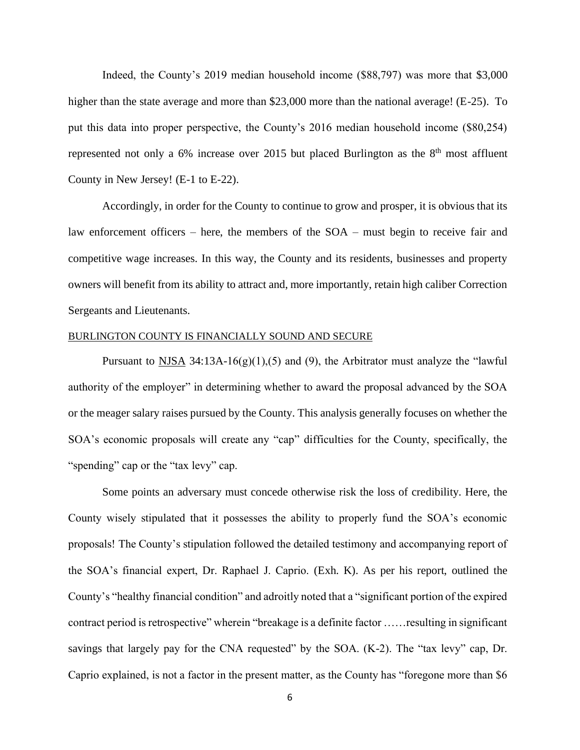Indeed, the County's 2019 median household income ($88,797) was more that $3,000 higher than the state average and more than $23,000 more than the national average! (E-25). To put this data into proper perspective, the County's 2016 median household income ($80,254) represented not only a 6% increase over 2015 but placed Burlington as the 8th most affluent County in New Jersey! (E-1 to E-22).

Accordingly, in order for the County to continue to grow and prosper, it is obvious that its law enforcement officers – here, the members of the SOA – must begin to receive fair and competitive wage increases. In this way, the County and its residents, businesses and property owners will benefit from its ability to attract and, more importantly, retain high caliber Correction Sergeants and Lieutenants.

BURLINGTON COUNTY IS FINANCIALLY SOUND AND SECURE

Pursuant to NJSA 34:13A-16(g)(1),(5) and (9), the Arbitrator must analyze the "lawful authority of the employer" in determining whether to award the proposal advanced by the SOA or the meager salary raises pursued by the County. This analysis generally focuses on whether the SOA's economic proposals will create any "cap" difficulties for the County, specifically, the "spending" cap or the "tax levy" cap.

Some points an adversary must concede otherwise risk the loss of credibility. Here, the County wisely stipulated that it possesses the ability to properly fund the SOA's economic proposals! The County's stipulation followed the detailed testimony and accompanying report of the SOA's financial expert, Dr. Raphael J. Caprio. (Exh. K). As per his report, outlined the County's "healthy financial condition" and adroitly noted that a "significant portion of the expired contract period is retrospective" wherein "breakage is a definite factor ……resulting in significant savings that largely pay for the CNA requested" by the SOA. (K-2). The "tax levy" cap, Dr. Caprio explained, is not a factor in the present matter, as the County has "foregone more than $6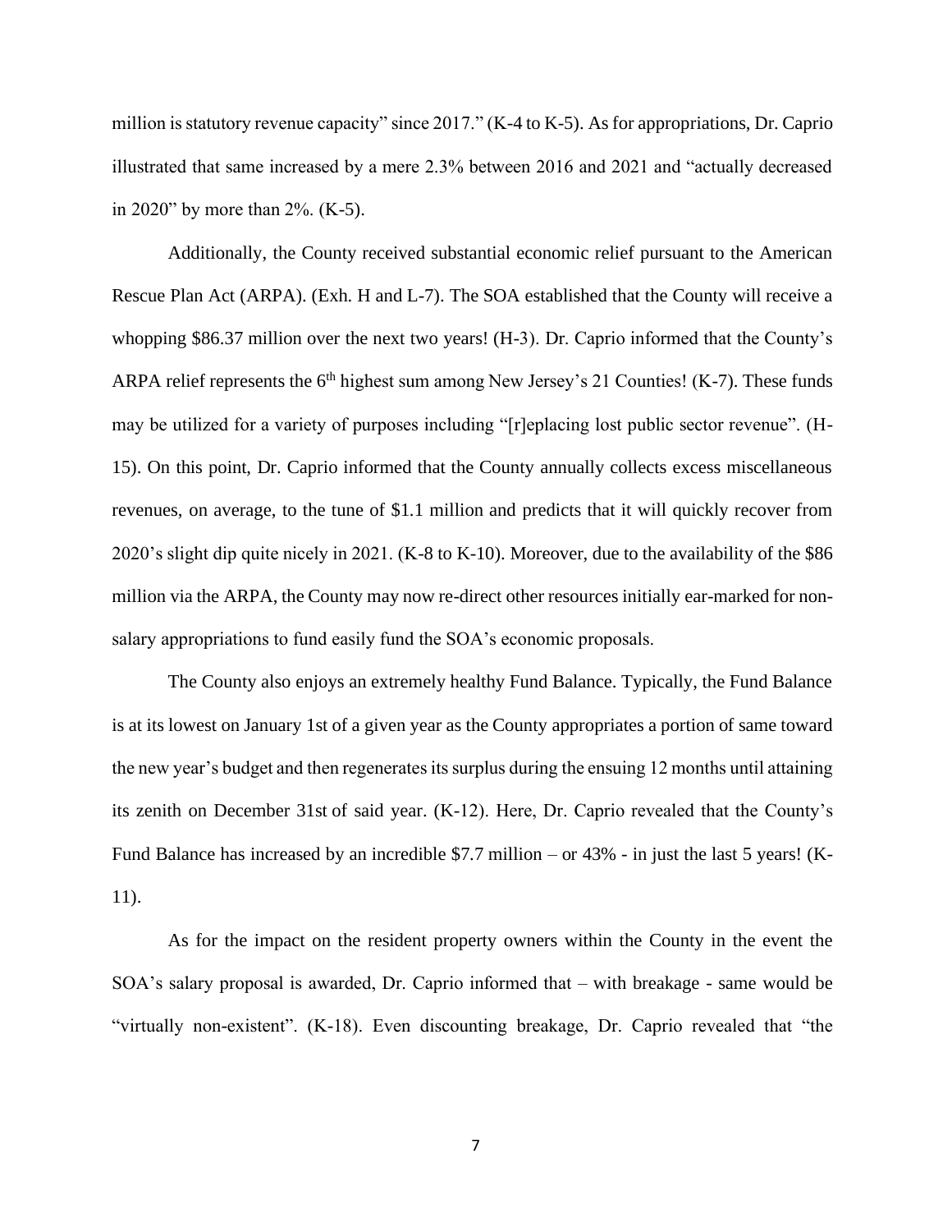million is statutory revenue capacity" since 2017." (K-4 to K-5). As for appropriations, Dr. Caprio illustrated that same increased by a mere 2.3% between 2016 and 2021 and "actually decreased in 2020" by more than 2%. (K-5).

Additionally, the County received substantial economic relief pursuant to the American Rescue Plan Act (ARPA). (Exh. H and L-7). The SOA established that the County will receive a whopping $86.37 million over the next two years! (H-3). Dr. Caprio informed that the County's ARPA relief represents the 6th highest sum among New Jersey's 21 Counties! (K-7). These funds may be utilized for a variety of purposes including "[r]eplacing lost public sector revenue". (H-15). On this point, Dr. Caprio informed that the County annually collects excess miscellaneous revenues, on average, to the tune of $1.1 million and predicts that it will quickly recover from 2020's slight dip quite nicely in 2021. (K-8 to K-10). Moreover, due to the availability of the $86 million via the ARPA, the County may now re-direct other resources initially ear-marked for non-salary appropriations to fund easily fund the SOA's economic proposals.

The County also enjoys an extremely healthy Fund Balance. Typically, the Fund Balance is at its lowest on January 1st of a given year as the County appropriates a portion of same toward the new year's budget and then regenerates its surplus during the ensuing 12 months until attaining its zenith on December 31st of said year. (K-12). Here, Dr. Caprio revealed that the County's Fund Balance has increased by an incredible $7.7 million – or 43% - in just the last 5 years! (K-11).

As for the impact on the resident property owners within the County in the event the SOA's salary proposal is awarded, Dr. Caprio informed that – with breakage - same would be "virtually non-existent". (K-18). Even discounting breakage, Dr. Caprio revealed that "the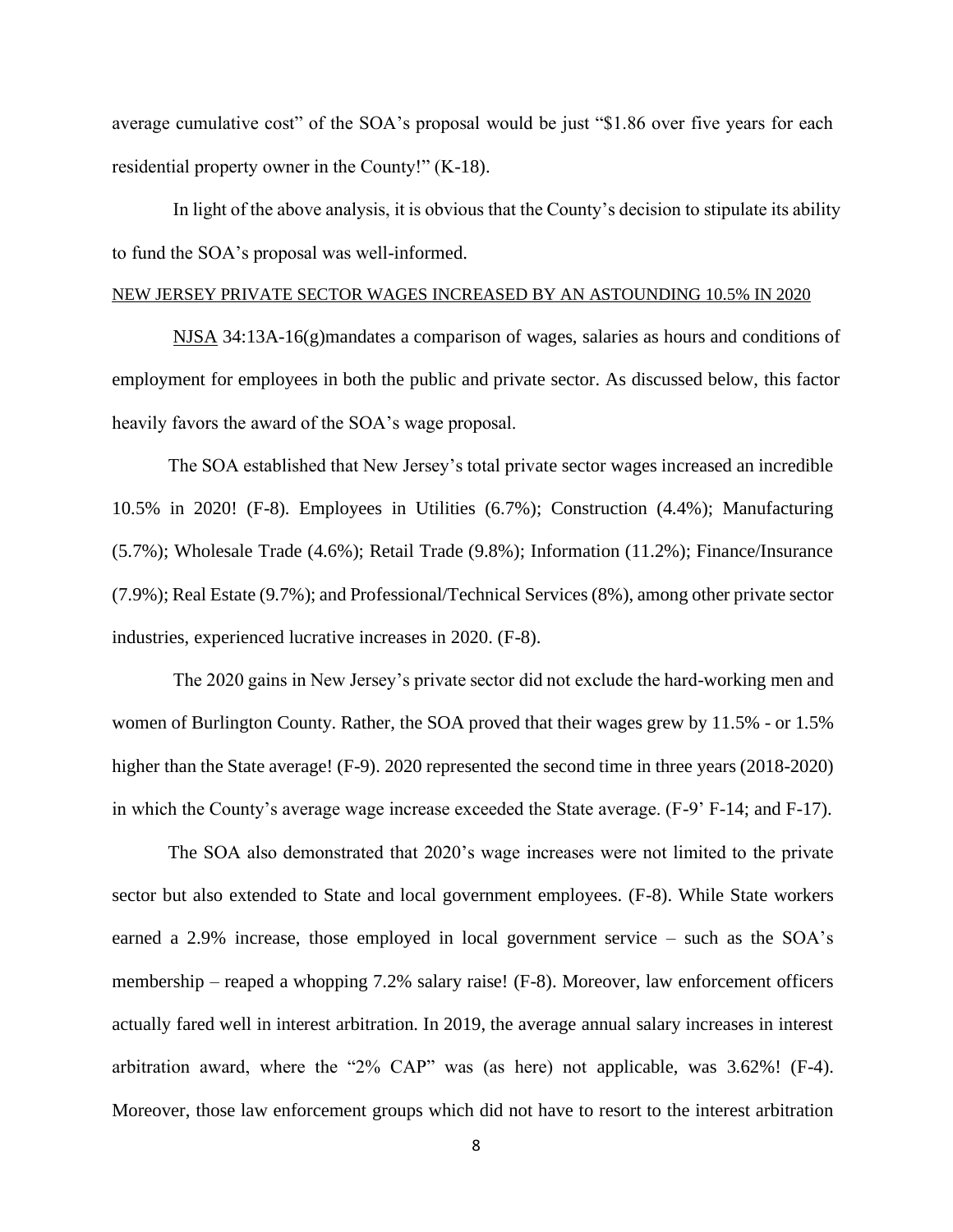average cumulative cost" of the SOA's proposal would be just "$1.86 over five years for each residential property owner in the County!" (K-18).

In light of the above analysis, it is obvious that the County's decision to stipulate its ability to fund the SOA's proposal was well-informed.

<u>NEW JERSEY PRIVATE SECTOR WAGES INCREASED BY AN ASTOUNDING 10.5% IN 2020</u>

<u>NJSA</u> 34:13A-16(g)mandates a comparison of wages, salaries as hours and conditions of employment for employees in both the public and private sector. As discussed below, this factor heavily favors the award of the SOA's wage proposal.

The SOA established that New Jersey's total private sector wages increased an incredible 10.5% in 2020! (F-8). Employees in Utilities (6.7%); Construction (4.4%); Manufacturing (5.7%); Wholesale Trade (4.6%); Retail Trade (9.8%); Information (11.2%); Finance/Insurance (7.9%); Real Estate (9.7%); and Professional/Technical Services (8%), among other private sector industries, experienced lucrative increases in 2020. (F-8).

The 2020 gains in New Jersey's private sector did not exclude the hard-working men and women of Burlington County. Rather, the SOA proved that their wages grew by 11.5% - or 1.5% higher than the State average! (F-9). 2020 represented the second time in three years (2018-2020) in which the County's average wage increase exceeded the State average. (F-9' F-14; and F-17).

The SOA also demonstrated that 2020's wage increases were not limited to the private sector but also extended to State and local government employees. (F-8). While State workers earned a 2.9% increase, those employed in local government service – such as the SOA's membership – reaped a whopping 7.2% salary raise! (F-8). Moreover, law enforcement officers actually fared well in interest arbitration. In 2019, the average annual salary increases in interest arbitration award, where the "2% CAP" was (as here) not applicable, was 3.62%! (F-4). Moreover, those law enforcement groups which did not have to resort to the interest arbitration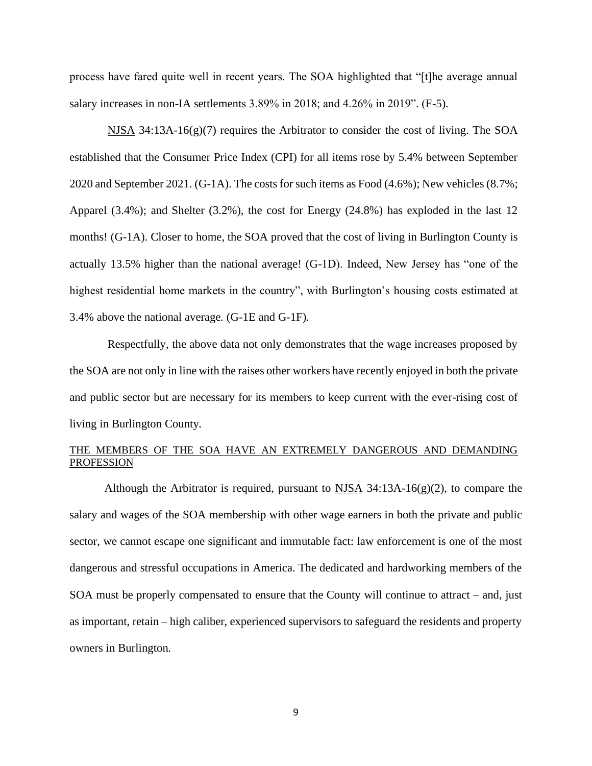process have fared quite well in recent years. The SOA highlighted that "[t]he average annual salary increases in non-IA settlements 3.89% in 2018; and 4.26% in 2019". (F-5).

NJSA 34:13A-16(g)(7) requires the Arbitrator to consider the cost of living. The SOA established that the Consumer Price Index (CPI) for all items rose by 5.4% between September 2020 and September 2021. (G-1A). The costs for such items as Food (4.6%); New vehicles (8.7%; Apparel (3.4%); and Shelter (3.2%), the cost for Energy (24.8%) has exploded in the last 12 months! (G-1A). Closer to home, the SOA proved that the cost of living in Burlington County is actually 13.5% higher than the national average! (G-1D). Indeed, New Jersey has "one of the highest residential home markets in the country", with Burlington's housing costs estimated at 3.4% above the national average. (G-1E and G-1F).

Respectfully, the above data not only demonstrates that the wage increases proposed by the SOA are not only in line with the raises other workers have recently enjoyed in both the private and public sector but are necessary for its members to keep current with the ever-rising cost of living in Burlington County.

THE MEMBERS OF THE SOA HAVE AN EXTREMELY DANGEROUS AND DEMANDING PROFESSION

Although the Arbitrator is required, pursuant to NJSA 34:13A-16(g)(2), to compare the salary and wages of the SOA membership with other wage earners in both the private and public sector, we cannot escape one significant and immutable fact: law enforcement is one of the most dangerous and stressful occupations in America. The dedicated and hardworking members of the SOA must be properly compensated to ensure that the County will continue to attract – and, just as important, retain – high caliber, experienced supervisors to safeguard the residents and property owners in Burlington.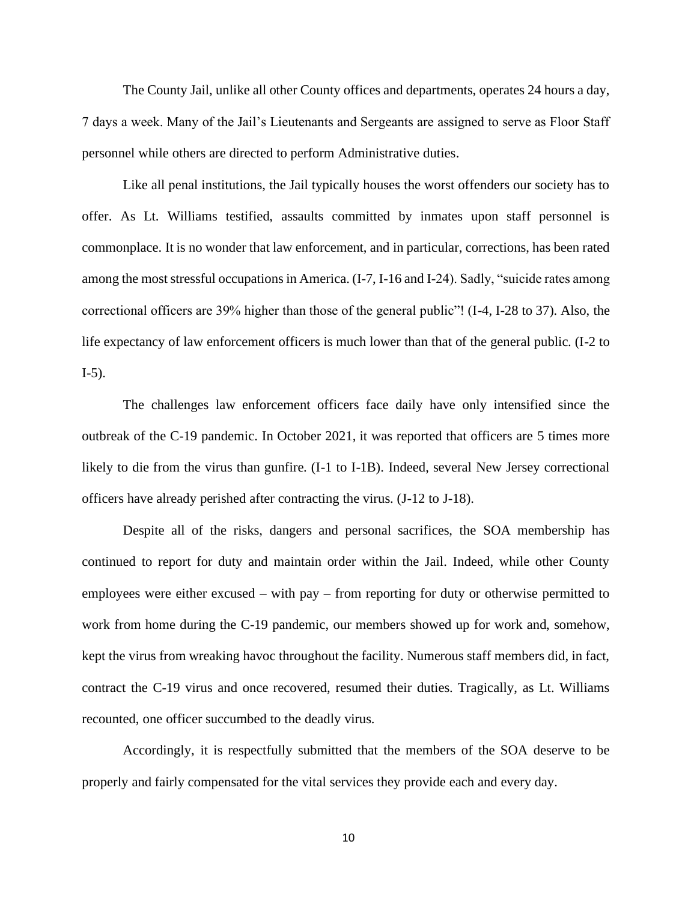The County Jail, unlike all other County offices and departments, operates 24 hours a day, 7 days a week. Many of the Jail's Lieutenants and Sergeants are assigned to serve as Floor Staff personnel while others are directed to perform Administrative duties.

Like all penal institutions, the Jail typically houses the worst offenders our society has to offer. As Lt. Williams testified, assaults committed by inmates upon staff personnel is commonplace. It is no wonder that law enforcement, and in particular, corrections, has been rated among the most stressful occupations in America. (I-7, I-16 and I-24). Sadly, "suicide rates among correctional officers are 39% higher than those of the general public"! (I-4, I-28 to 37). Also, the life expectancy of law enforcement officers is much lower than that of the general public. (I-2 to I-5).

The challenges law enforcement officers face daily have only intensified since the outbreak of the C-19 pandemic. In October 2021, it was reported that officers are 5 times more likely to die from the virus than gunfire. (I-1 to I-1B). Indeed, several New Jersey correctional officers have already perished after contracting the virus. (J-12 to J-18).

Despite all of the risks, dangers and personal sacrifices, the SOA membership has continued to report for duty and maintain order within the Jail. Indeed, while other County employees were either excused – with pay – from reporting for duty or otherwise permitted to work from home during the C-19 pandemic, our members showed up for work and, somehow, kept the virus from wreaking havoc throughout the facility. Numerous staff members did, in fact, contract the C-19 virus and once recovered, resumed their duties. Tragically, as Lt. Williams recounted, one officer succumbed to the deadly virus.

Accordingly, it is respectfully submitted that the members of the SOA deserve to be properly and fairly compensated for the vital services they provide each and every day.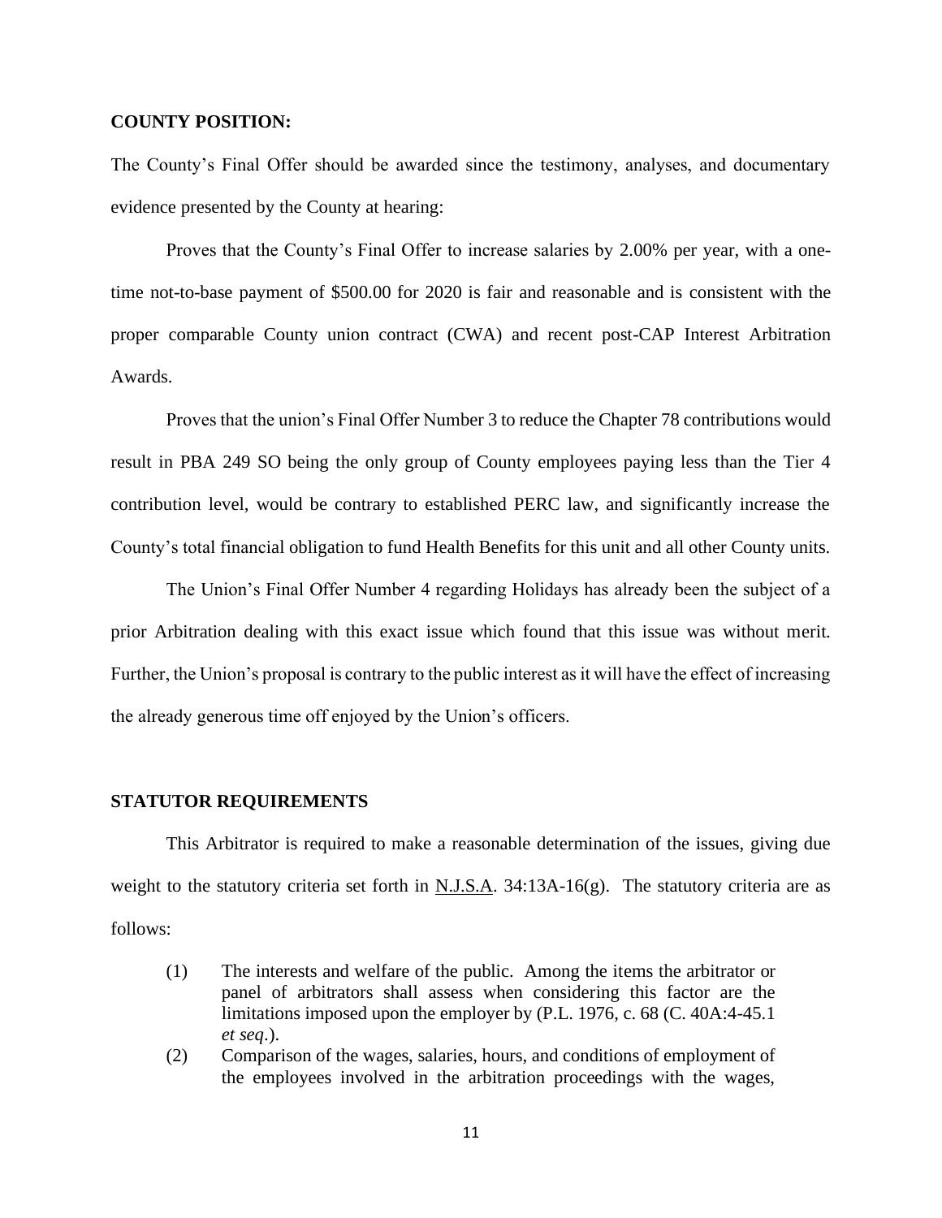**COUNTY POSITION:**

The County's Final Offer should be awarded since the testimony, analyses, and documentary evidence presented by the County at hearing:

Proves that the County's Final Offer to increase salaries by 2.00% per year, with a one-time not-to-base payment of $500.00 for 2020 is fair and reasonable and is consistent with the proper comparable County union contract (CWA) and recent post-CAP Interest Arbitration Awards.

Proves that the union's Final Offer Number 3 to reduce the Chapter 78 contributions would result in PBA 249 SO being the only group of County employees paying less than the Tier 4 contribution level, would be contrary to established PERC law, and significantly increase the County's total financial obligation to fund Health Benefits for this unit and all other County units.

The Union's Final Offer Number 4 regarding Holidays has already been the subject of a prior Arbitration dealing with this exact issue which found that this issue was without merit. Further, the Union's proposal is contrary to the public interest as it will have the effect of increasing the already generous time off enjoyed by the Union's officers.

**STATUTOR REQUIREMENTS**

This Arbitrator is required to make a reasonable determination of the issues, giving due weight to the statutory criteria set forth in N.J.S.A. 34:13A-16(g). The statutory criteria are as follows:

> (1) The interests and welfare of the public. Among the items the arbitrator or panel of arbitrators shall assess when considering this factor are the limitations imposed upon the employer by (P.L. 1976, c. 68 (C. 40A:4-45.1 *et seq*.).
>
> (2) Comparison of the wages, salaries, hours, and conditions of employment of the employees involved in the arbitration proceedings with the wages,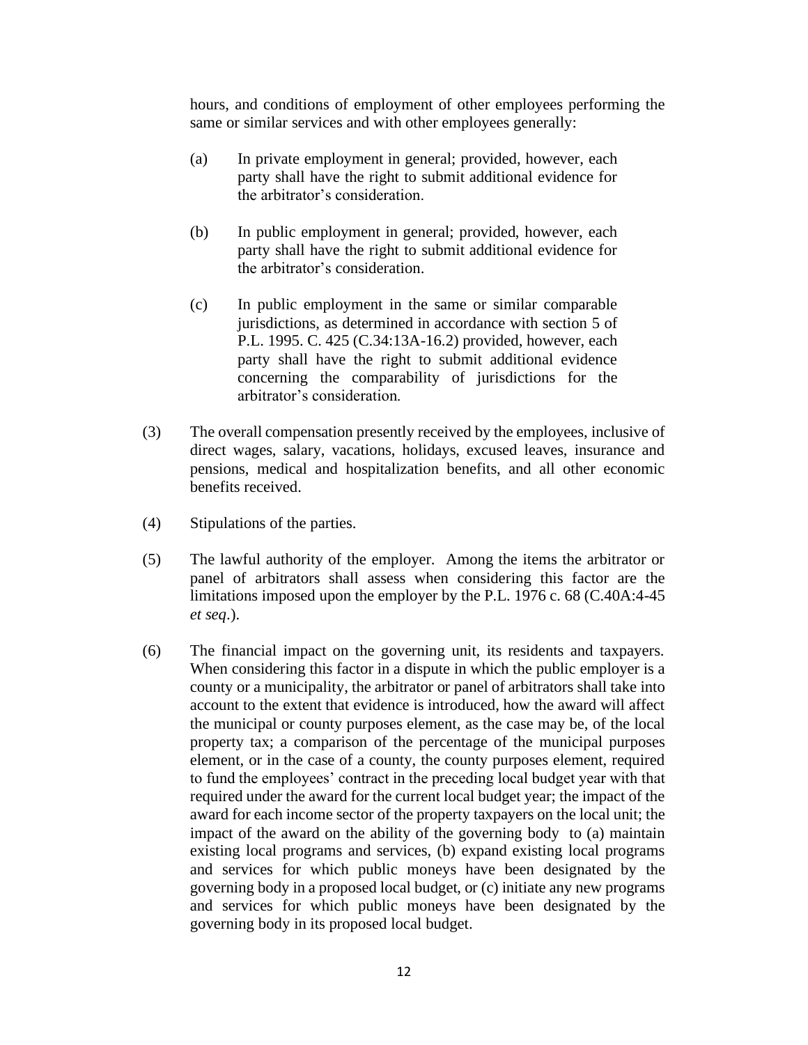hours, and conditions of employment of other employees performing the same or similar services and with other employees generally:

(a) In private employment in general; provided, however, each party shall have the right to submit additional evidence for the arbitrator's consideration.

(b) In public employment in general; provided, however, each party shall have the right to submit additional evidence for the arbitrator's consideration.

(c) In public employment in the same or similar comparable jurisdictions, as determined in accordance with section 5 of P.L. 1995. C. 425 (C.34:13A-16.2) provided, however, each party shall have the right to submit additional evidence concerning the comparability of jurisdictions for the arbitrator's consideration.

(3) The overall compensation presently received by the employees, inclusive of direct wages, salary, vacations, holidays, excused leaves, insurance and pensions, medical and hospitalization benefits, and all other economic benefits received.

(4) Stipulations of the parties.

(5) The lawful authority of the employer. Among the items the arbitrator or panel of arbitrators shall assess when considering this factor are the limitations imposed upon the employer by the P.L. 1976 c. 68 (C.40A:4-45 *et seq*.).

(6) The financial impact on the governing unit, its residents and taxpayers. When considering this factor in a dispute in which the public employer is a county or a municipality, the arbitrator or panel of arbitrators shall take into account to the extent that evidence is introduced, how the award will affect the municipal or county purposes element, as the case may be, of the local property tax; a comparison of the percentage of the municipal purposes element, or in the case of a county, the county purposes element, required to fund the employees' contract in the preceding local budget year with that required under the award for the current local budget year; the impact of the award for each income sector of the property taxpayers on the local unit; the impact of the award on the ability of the governing body to (a) maintain existing local programs and services, (b) expand existing local programs and services for which public moneys have been designated by the governing body in a proposed local budget, or (c) initiate any new programs and services for which public moneys have been designated by the governing body in its proposed local budget.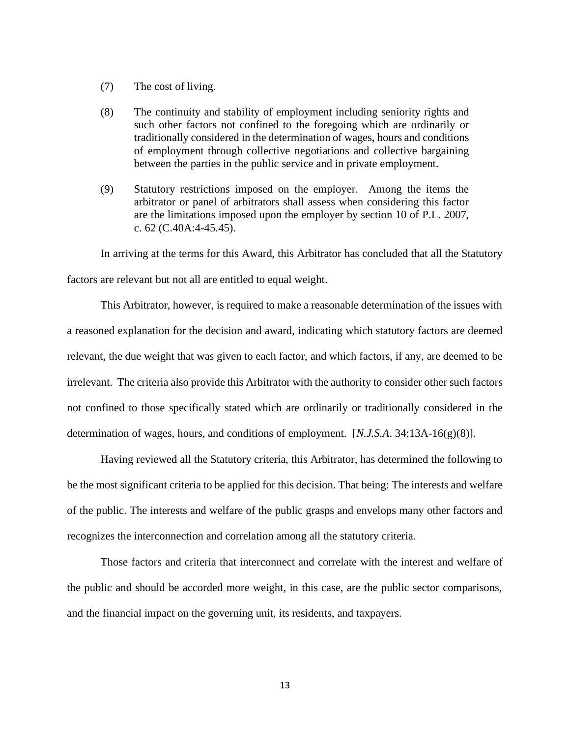(7) The cost of living.

(8) The continuity and stability of employment including seniority rights and such other factors not confined to the foregoing which are ordinarily or traditionally considered in the determination of wages, hours and conditions of employment through collective negotiations and collective bargaining between the parties in the public service and in private employment.

(9) Statutory restrictions imposed on the employer. Among the items the arbitrator or panel of arbitrators shall assess when considering this factor are the limitations imposed upon the employer by section 10 of P.L. 2007, c. 62 (C.40A:4-45.45).

In arriving at the terms for this Award, this Arbitrator has concluded that all the Statutory factors are relevant but not all are entitled to equal weight.

This Arbitrator, however, is required to make a reasonable determination of the issues with a reasoned explanation for the decision and award, indicating which statutory factors are deemed relevant, the due weight that was given to each factor, and which factors, if any, are deemed to be irrelevant. The criteria also provide this Arbitrator with the authority to consider other such factors not confined to those specifically stated which are ordinarily or traditionally considered in the determination of wages, hours, and conditions of employment. [*N.J.S.A*. 34:13A-16(g)(8)].

Having reviewed all the Statutory criteria, this Arbitrator, has determined the following to be the most significant criteria to be applied for this decision. That being: The interests and welfare of the public. The interests and welfare of the public grasps and envelops many other factors and recognizes the interconnection and correlation among all the statutory criteria.

Those factors and criteria that interconnect and correlate with the interest and welfare of the public and should be accorded more weight, in this case, are the public sector comparisons, and the financial impact on the governing unit, its residents, and taxpayers.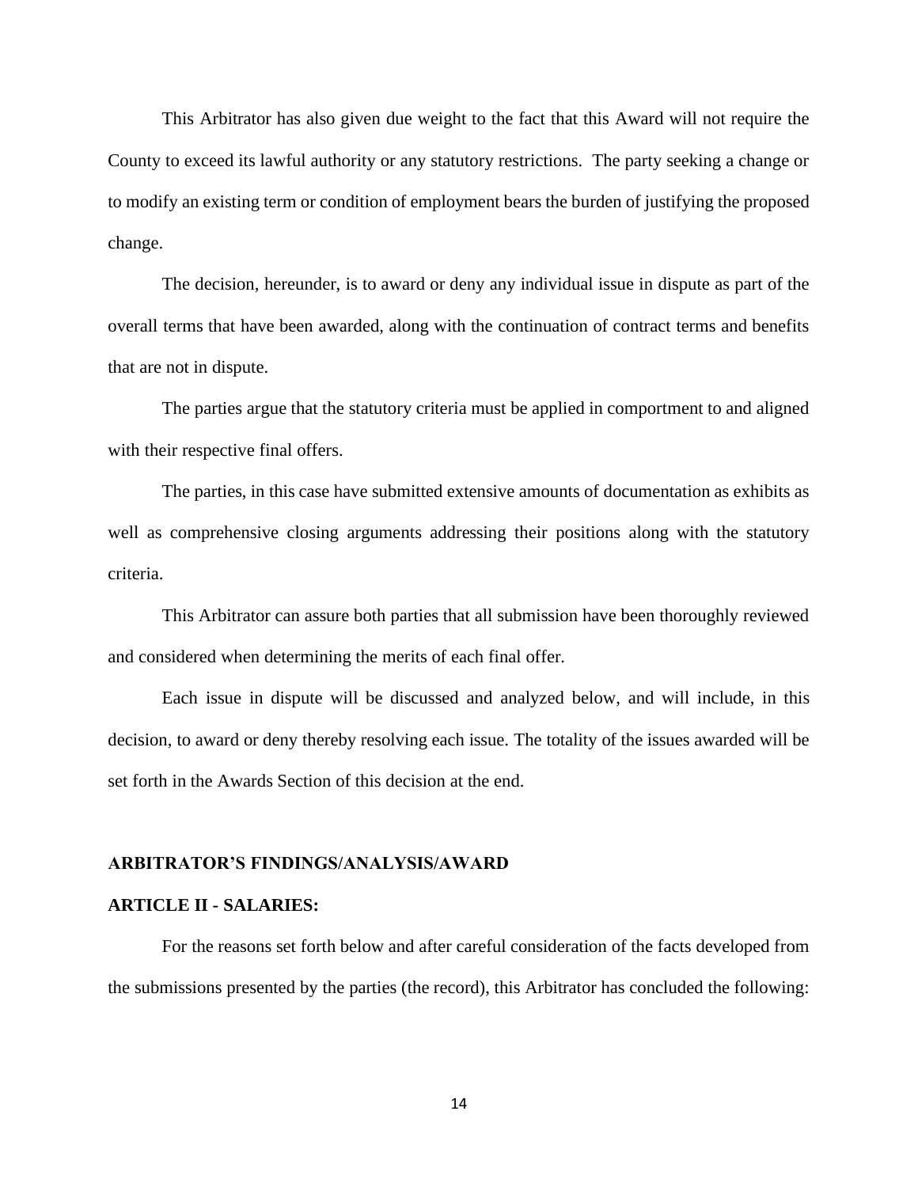This Arbitrator has also given due weight to the fact that this Award will not require the County to exceed its lawful authority or any statutory restrictions. The party seeking a change or to modify an existing term or condition of employment bears the burden of justifying the proposed change.

The decision, hereunder, is to award or deny any individual issue in dispute as part of the overall terms that have been awarded, along with the continuation of contract terms and benefits that are not in dispute.

The parties argue that the statutory criteria must be applied in comportment to and aligned with their respective final offers.

The parties, in this case have submitted extensive amounts of documentation as exhibits as well as comprehensive closing arguments addressing their positions along with the statutory criteria.

This Arbitrator can assure both parties that all submission have been thoroughly reviewed and considered when determining the merits of each final offer.

Each issue in dispute will be discussed and analyzed below, and will include, in this decision, to award or deny thereby resolving each issue. The totality of the issues awarded will be set forth in the Awards Section of this decision at the end.

**ARBITRATOR'S FINDINGS/ANALYSIS/AWARD**

**ARTICLE II - SALARIES:**

For the reasons set forth below and after careful consideration of the facts developed from the submissions presented by the parties (the record), this Arbitrator has concluded the following: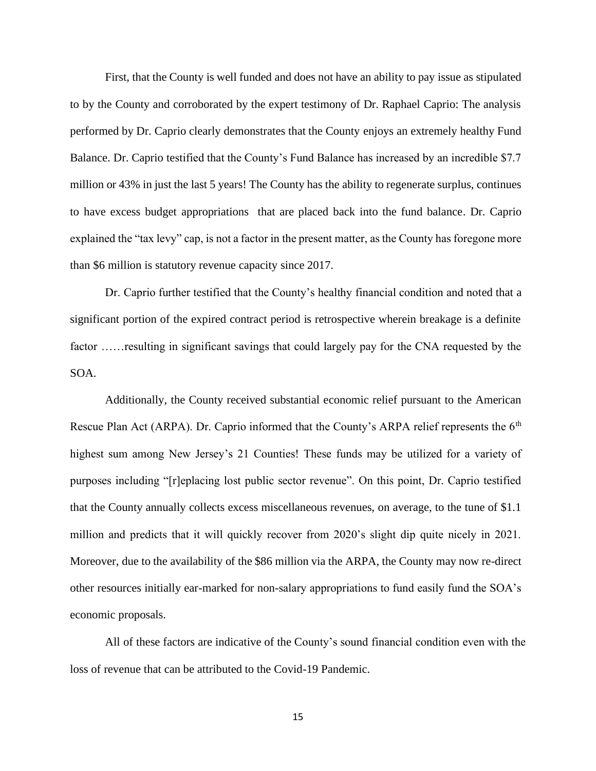First, that the County is well funded and does not have an ability to pay issue as stipulated to by the County and corroborated by the expert testimony of Dr. Raphael Caprio: The analysis performed by Dr. Caprio clearly demonstrates that the County enjoys an extremely healthy Fund Balance. Dr. Caprio testified that the County's Fund Balance has increased by an incredible $7.7 million or 43% in just the last 5 years! The County has the ability to regenerate surplus, continues to have excess budget appropriations that are placed back into the fund balance. Dr. Caprio explained the "tax levy" cap, is not a factor in the present matter, as the County has foregone more than $6 million is statutory revenue capacity since 2017.

Dr. Caprio further testified that the County's healthy financial condition and noted that a significant portion of the expired contract period is retrospective wherein breakage is a definite factor ……resulting in significant savings that could largely pay for the CNA requested by the SOA.

Additionally, the County received substantial economic relief pursuant to the American Rescue Plan Act (ARPA). Dr. Caprio informed that the County's ARPA relief represents the 6th highest sum among New Jersey's 21 Counties! These funds may be utilized for a variety of purposes including "[r]eplacing lost public sector revenue". On this point, Dr. Caprio testified that the County annually collects excess miscellaneous revenues, on average, to the tune of $1.1 million and predicts that it will quickly recover from 2020's slight dip quite nicely in 2021. Moreover, due to the availability of the $86 million via the ARPA, the County may now re-direct other resources initially ear-marked for non-salary appropriations to fund easily fund the SOA's economic proposals.

All of these factors are indicative of the County's sound financial condition even with the loss of revenue that can be attributed to the Covid-19 Pandemic.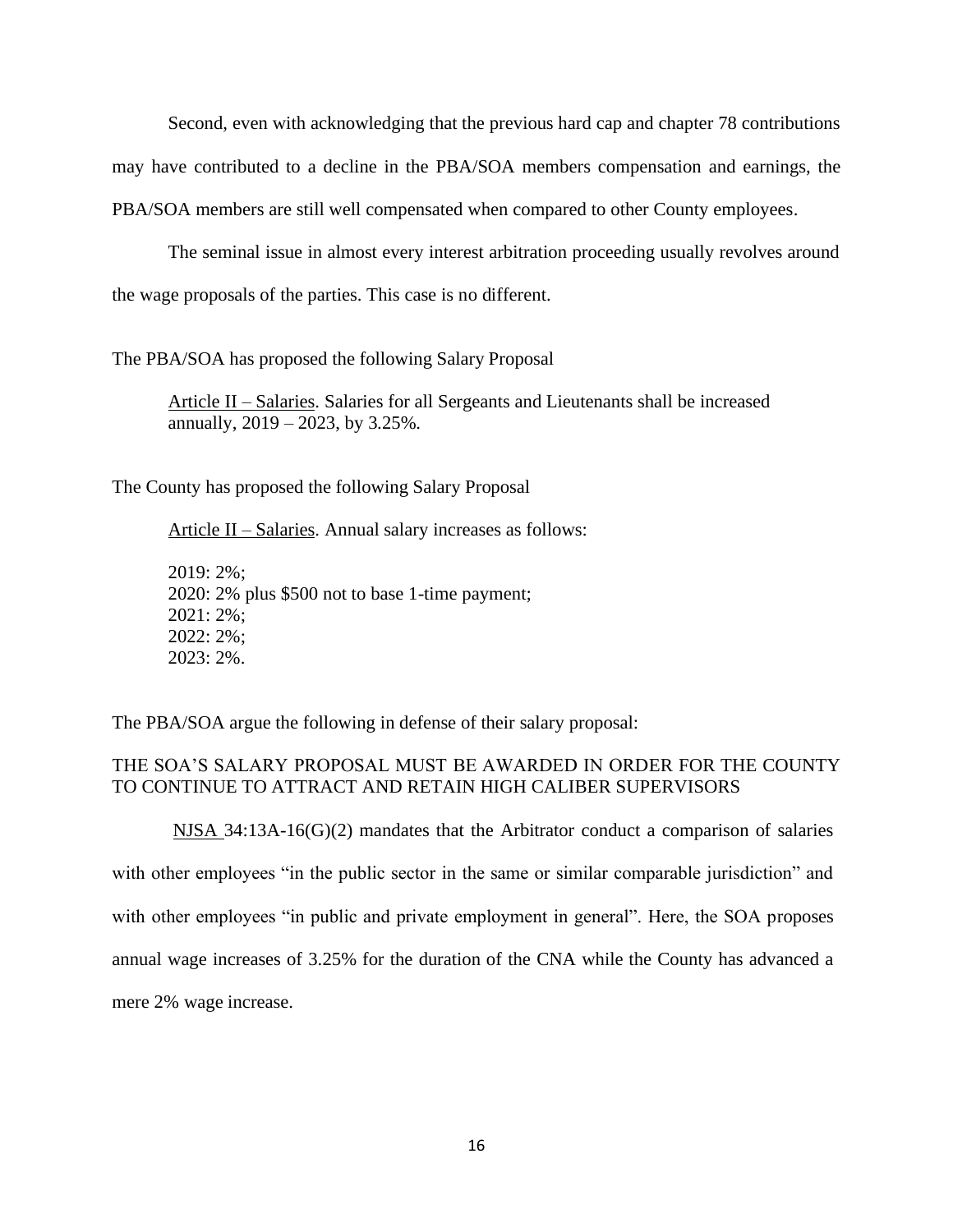Second, even with acknowledging that the previous hard cap and chapter 78 contributions may have contributed to a decline in the PBA/SOA members compensation and earnings, the PBA/SOA members are still well compensated when compared to other County employees.

The seminal issue in almost every interest arbitration proceeding usually revolves around the wage proposals of the parties. This case is no different.

The PBA/SOA has proposed the following Salary Proposal

> Article II – Salaries. Salaries for all Sergeants and Lieutenants shall be increased annually, 2019 – 2023, by 3.25%.

The County has proposed the following Salary Proposal

> Article II – Salaries. Annual salary increases as follows:
>
> 2019: 2%;
> 2020: 2% plus $500 not to base 1-time payment;
> 2021: 2%;
> 2022: 2%;
> 2023: 2%.

The PBA/SOA argue the following in defense of their salary proposal:

THE SOA'S SALARY PROPOSAL MUST BE AWARDED IN ORDER FOR THE COUNTY TO CONTINUE TO ATTRACT AND RETAIN HIGH CALIBER SUPERVISORS

NJSA 34:13A-16(G)(2) mandates that the Arbitrator conduct a comparison of salaries with other employees "in the public sector in the same or similar comparable jurisdiction" and with other employees "in public and private employment in general". Here, the SOA proposes annual wage increases of 3.25% for the duration of the CNA while the County has advanced a mere 2% wage increase.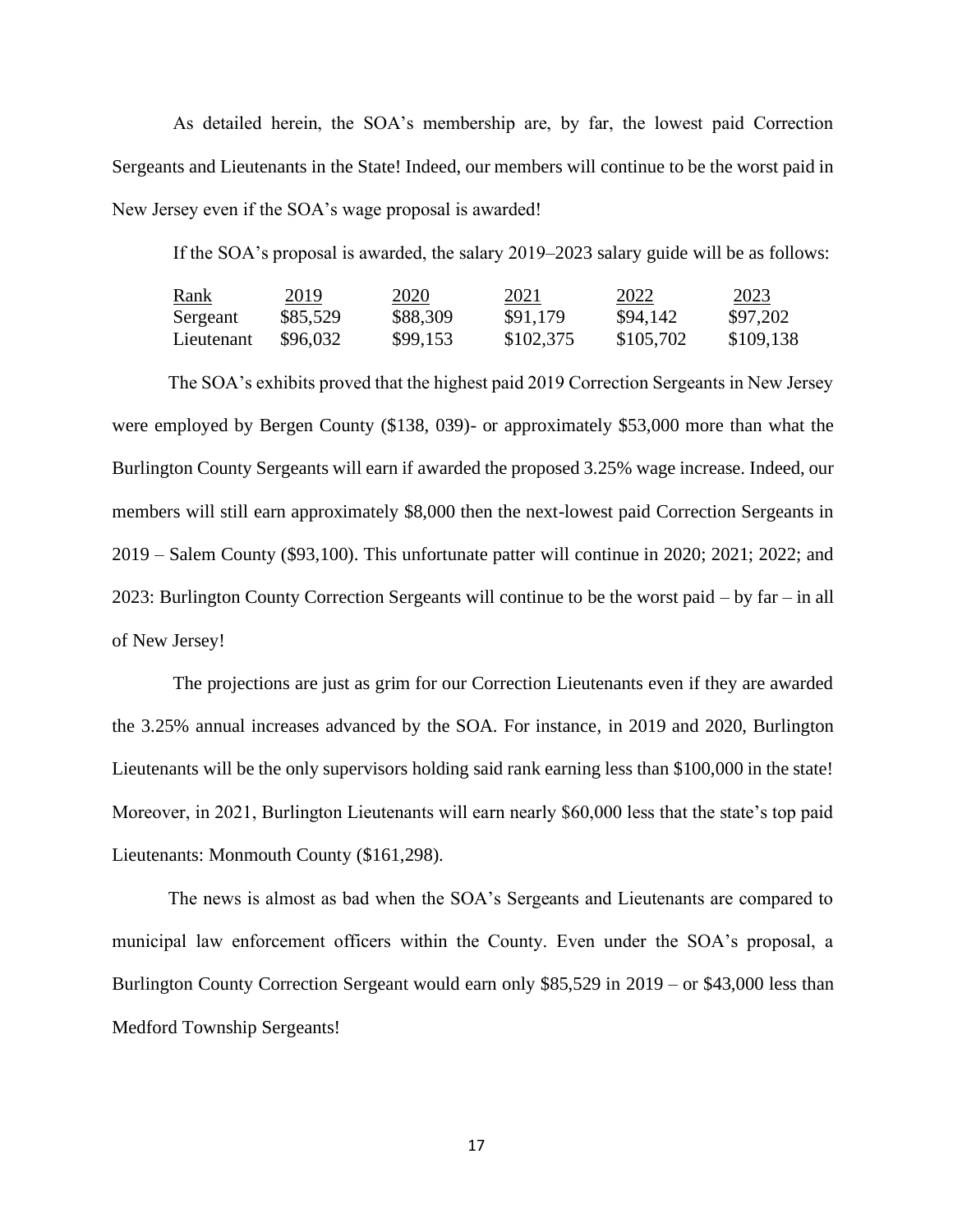As detailed herein, the SOA's membership are, by far, the lowest paid Correction Sergeants and Lieutenants in the State! Indeed, our members will continue to be the worst paid in New Jersey even if the SOA's wage proposal is awarded!

If the SOA's proposal is awarded, the salary 2019–2023 salary guide will be as follows:

| Rank | 2019 | 2020 | 2021 | 2022 | 2023 |
|---|---|---|---|---|---|
| Sergeant | $85,529 | $88,309 | $91,179 | $94,142 | $97,202 |
| Lieutenant | $96,032 | $99,153 | $102,375 | $105,702 | $109,138 |

The SOA's exhibits proved that the highest paid 2019 Correction Sergeants in New Jersey were employed by Bergen County ($138, 039)- or approximately $53,000 more than what the Burlington County Sergeants will earn if awarded the proposed 3.25% wage increase. Indeed, our members will still earn approximately $8,000 then the next-lowest paid Correction Sergeants in 2019 – Salem County ($93,100). This unfortunate patter will continue in 2020; 2021; 2022; and 2023: Burlington County Correction Sergeants will continue to be the worst paid – by far – in all of New Jersey!

The projections are just as grim for our Correction Lieutenants even if they are awarded the 3.25% annual increases advanced by the SOA. For instance, in 2019 and 2020, Burlington Lieutenants will be the only supervisors holding said rank earning less than $100,000 in the state! Moreover, in 2021, Burlington Lieutenants will earn nearly $60,000 less that the state's top paid Lieutenants: Monmouth County ($161,298).

The news is almost as bad when the SOA's Sergeants and Lieutenants are compared to municipal law enforcement officers within the County. Even under the SOA's proposal, a Burlington County Correction Sergeant would earn only $85,529 in 2019 – or $43,000 less than Medford Township Sergeants!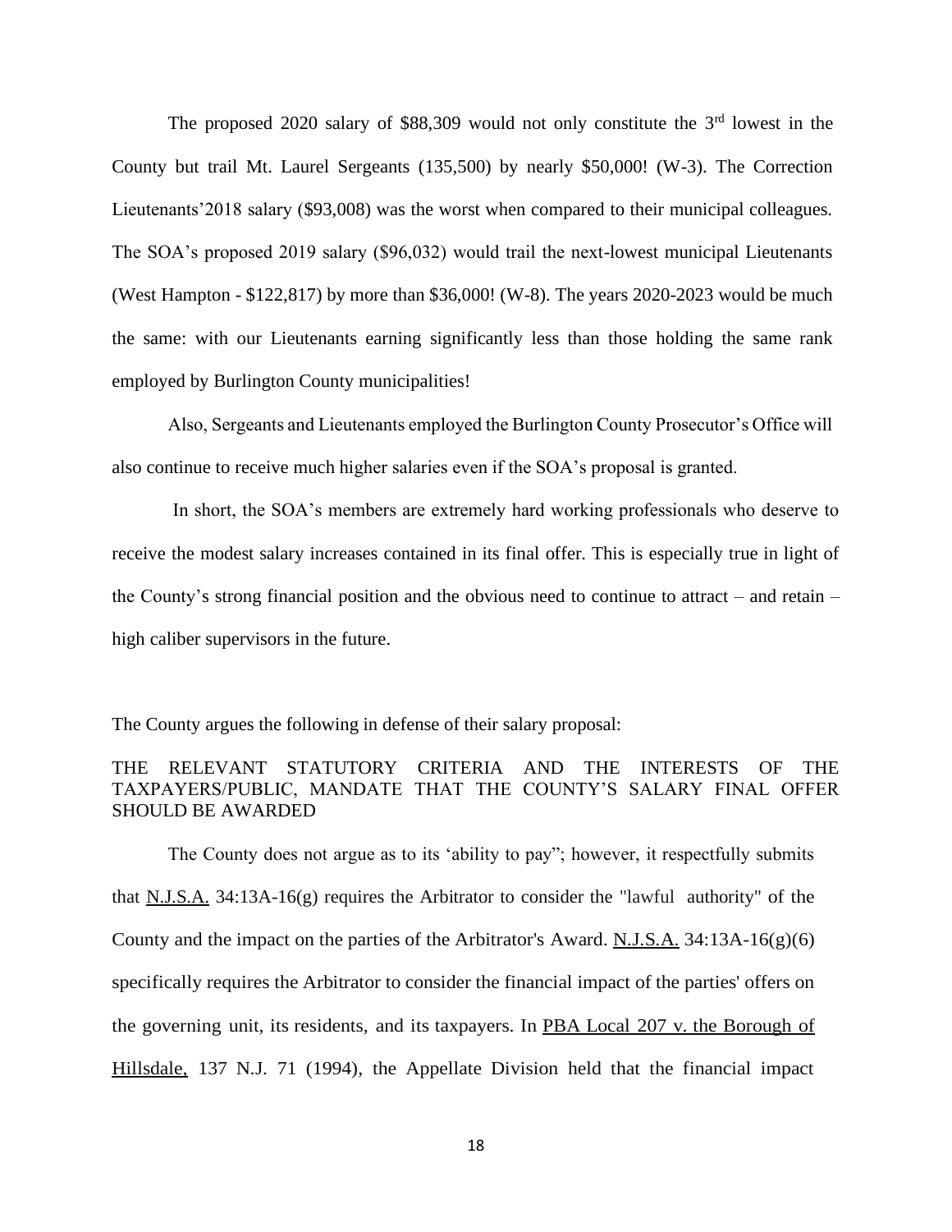The proposed 2020 salary of $88,309 would not only constitute the 3rd lowest in the County but trail Mt. Laurel Sergeants (135,500) by nearly $50,000! (W-3). The Correction Lieutenants'2018 salary ($93,008) was the worst when compared to their municipal colleagues. The SOA's proposed 2019 salary ($96,032) would trail the next-lowest municipal Lieutenants (West Hampton - $122,817) by more than $36,000! (W-8). The years 2020-2023 would be much the same: with our Lieutenants earning significantly less than those holding the same rank employed by Burlington County municipalities!

Also, Sergeants and Lieutenants employed the Burlington County Prosecutor's Office will also continue to receive much higher salaries even if the SOA's proposal is granted.

In short, the SOA's members are extremely hard working professionals who deserve to receive the modest salary increases contained in its final offer. This is especially true in light of the County's strong financial position and the obvious need to continue to attract – and retain – high caliber supervisors in the future.

The County argues the following in defense of their salary proposal:

THE RELEVANT STATUTORY CRITERIA AND THE INTERESTS OF THE TAXPAYERS/PUBLIC, MANDATE THAT THE COUNTY'S SALARY FINAL OFFER SHOULD BE AWARDED

The County does not argue as to its 'ability to pay"; however, it respectfully submits that N.J.S.A. 34:13A-16(g) requires the Arbitrator to consider the "lawful authority" of the County and the impact on the parties of the Arbitrator's Award. N.J.S.A. 34:13A-16(g)(6) specifically requires the Arbitrator to consider the financial impact of the parties' offers on the governing unit, its residents, and its taxpayers. In PBA Local 207 v. the Borough of Hillsdale, 137 N.J. 71 (1994), the Appellate Division held that the financial impact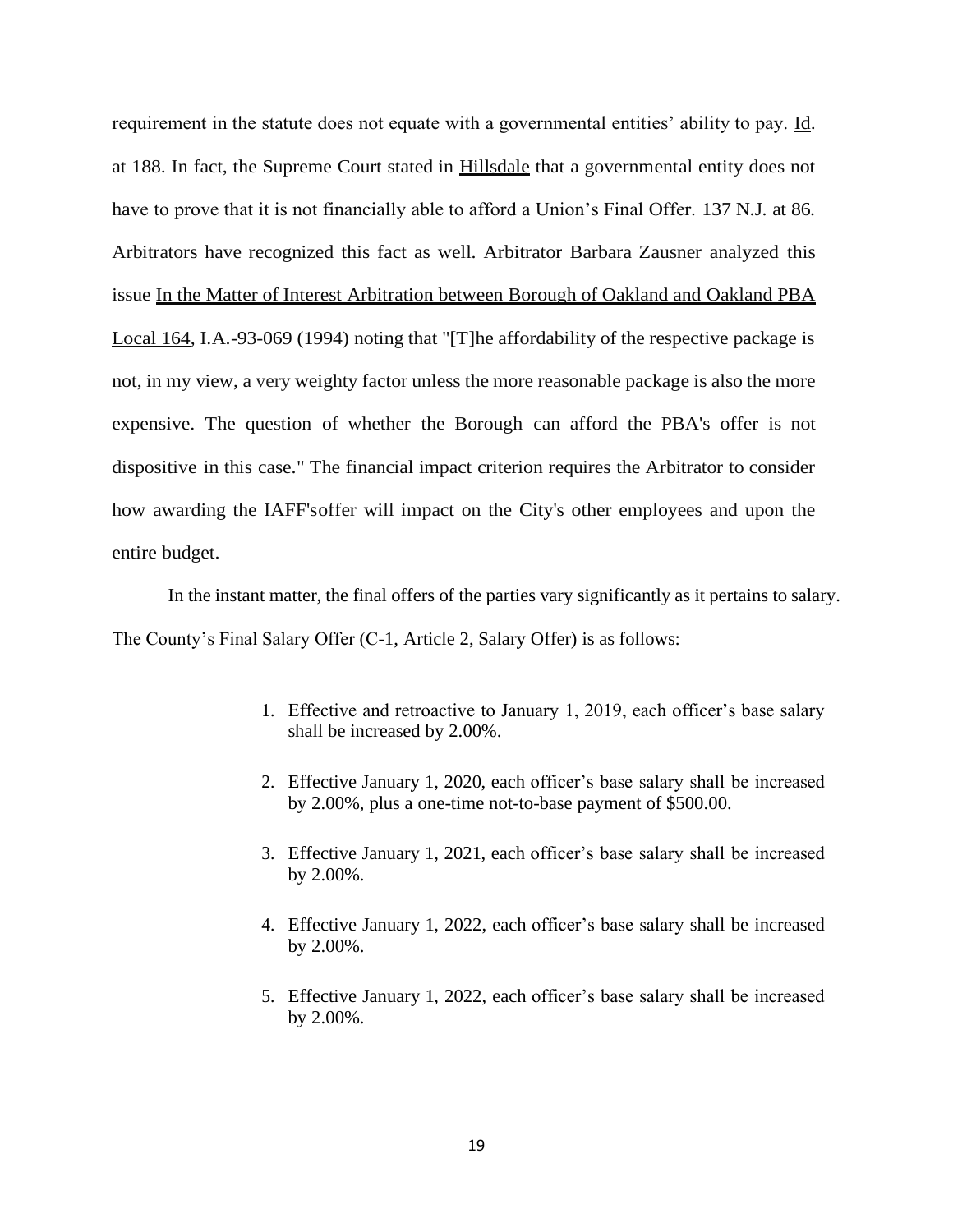requirement in the statute does not equate with a governmental entities' ability to pay. Id. at 188. In fact, the Supreme Court stated in Hillsdale that a governmental entity does not have to prove that it is not financially able to afford a Union's Final Offer. 137 N.J. at 86. Arbitrators have recognized this fact as well. Arbitrator Barbara Zausner analyzed this issue In the Matter of Interest Arbitration between Borough of Oakland and Oakland PBA Local 164, I.A.-93-069 (1994) noting that "[T]he affordability of the respective package is not, in my view, a very weighty factor unless the more reasonable package is also the more expensive. The question of whether the Borough can afford the PBA's offer is not dispositive in this case." The financial impact criterion requires the Arbitrator to consider how awarding the IAFF'soffer will impact on the City's other employees and upon the entire budget.

In the instant matter, the final offers of the parties vary significantly as it pertains to salary. The County's Final Salary Offer (C-1, Article 2, Salary Offer) is as follows:

1. Effective and retroactive to January 1, 2019, each officer's base salary shall be increased by 2.00%.

2. Effective January 1, 2020, each officer's base salary shall be increased by 2.00%, plus a one-time not-to-base payment of $500.00.

3. Effective January 1, 2021, each officer's base salary shall be increased by 2.00%.

4. Effective January 1, 2022, each officer's base salary shall be increased by 2.00%.

5. Effective January 1, 2022, each officer's base salary shall be increased by 2.00%.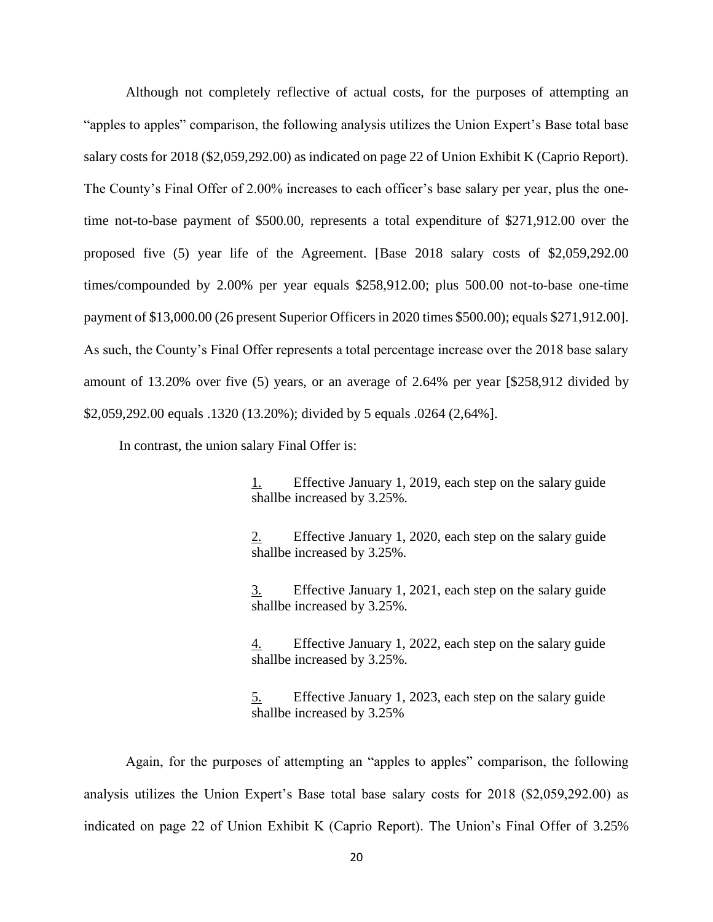Although not completely reflective of actual costs, for the purposes of attempting an "apples to apples" comparison, the following analysis utilizes the Union Expert's Base total base salary costs for 2018 ($2,059,292.00) as indicated on page 22 of Union Exhibit K (Caprio Report). The County's Final Offer of 2.00% increases to each officer's base salary per year, plus the one-time not-to-base payment of $500.00, represents a total expenditure of $271,912.00 over the proposed five (5) year life of the Agreement. [Base 2018 salary costs of $2,059,292.00 times/compounded by 2.00% per year equals $258,912.00; plus 500.00 not-to-base one-time payment of $13,000.00 (26 present Superior Officers in 2020 times $500.00); equals $271,912.00]. As such, the County's Final Offer represents a total percentage increase over the 2018 base salary amount of 13.20% over five (5) years, or an average of 2.64% per year [$258,912 divided by $2,059,292.00 equals .1320 (13.20%); divided by 5 equals .0264 (2,64%].

In contrast, the union salary Final Offer is:

> 1. Effective January 1, 2019, each step on the salary guide shallbe increased by 3.25%.
>
> 2. Effective January 1, 2020, each step on the salary guide shallbe increased by 3.25%.
>
> 3. Effective January 1, 2021, each step on the salary guide shallbe increased by 3.25%.
>
> 4. Effective January 1, 2022, each step on the salary guide shallbe increased by 3.25%.
>
> 5. Effective January 1, 2023, each step on the salary guide shallbe increased by 3.25%

Again, for the purposes of attempting an "apples to apples" comparison, the following analysis utilizes the Union Expert's Base total base salary costs for 2018 ($2,059,292.00) as indicated on page 22 of Union Exhibit K (Caprio Report). The Union's Final Offer of 3.25%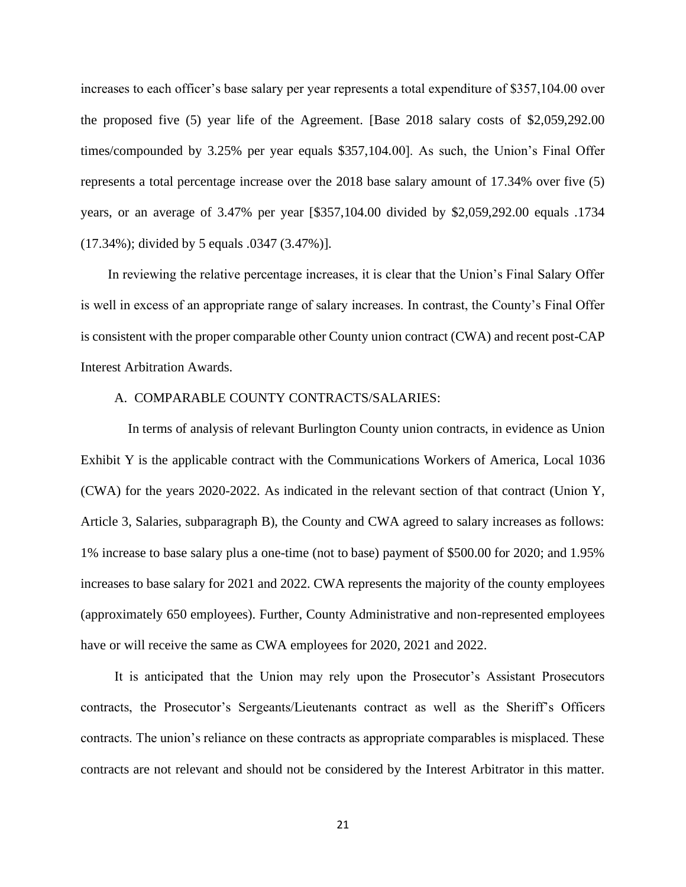increases to each officer's base salary per year represents a total expenditure of $357,104.00 over the proposed five (5) year life of the Agreement. [Base 2018 salary costs of $2,059,292.00 times/compounded by 3.25% per year equals $357,104.00]. As such, the Union's Final Offer represents a total percentage increase over the 2018 base salary amount of 17.34% over five (5) years, or an average of 3.47% per year [$357,104.00 divided by $2,059,292.00 equals .1734 (17.34%); divided by 5 equals .0347 (3.47%)].

In reviewing the relative percentage increases, it is clear that the Union's Final Salary Offer is well in excess of an appropriate range of salary increases. In contrast, the County's Final Offer is consistent with the proper comparable other County union contract (CWA) and recent post-CAP Interest Arbitration Awards.

A. COMPARABLE COUNTY CONTRACTS/SALARIES:

In terms of analysis of relevant Burlington County union contracts, in evidence as Union Exhibit Y is the applicable contract with the Communications Workers of America, Local 1036 (CWA) for the years 2020-2022. As indicated in the relevant section of that contract (Union Y, Article 3, Salaries, subparagraph B), the County and CWA agreed to salary increases as follows: 1% increase to base salary plus a one-time (not to base) payment of $500.00 for 2020; and 1.95% increases to base salary for 2021 and 2022. CWA represents the majority of the county employees (approximately 650 employees). Further, County Administrative and non-represented employees have or will receive the same as CWA employees for 2020, 2021 and 2022.

It is anticipated that the Union may rely upon the Prosecutor's Assistant Prosecutors contracts, the Prosecutor's Sergeants/Lieutenants contract as well as the Sheriff's Officers contracts. The union's reliance on these contracts as appropriate comparables is misplaced. These contracts are not relevant and should not be considered by the Interest Arbitrator in this matter.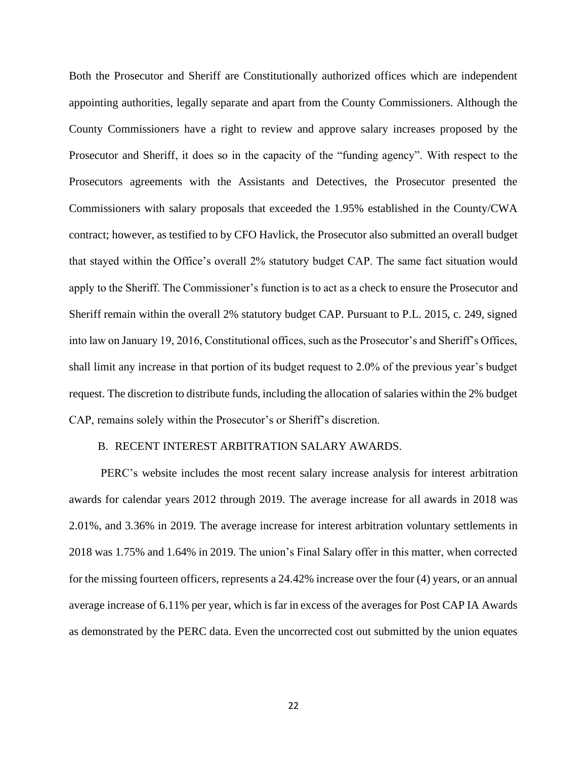Both the Prosecutor and Sheriff are Constitutionally authorized offices which are independent appointing authorities, legally separate and apart from the County Commissioners. Although the County Commissioners have a right to review and approve salary increases proposed by the Prosecutor and Sheriff, it does so in the capacity of the "funding agency". With respect to the Prosecutors agreements with the Assistants and Detectives, the Prosecutor presented the Commissioners with salary proposals that exceeded the 1.95% established in the County/CWA contract; however, as testified to by CFO Havlick, the Prosecutor also submitted an overall budget that stayed within the Office's overall 2% statutory budget CAP. The same fact situation would apply to the Sheriff. The Commissioner's function is to act as a check to ensure the Prosecutor and Sheriff remain within the overall 2% statutory budget CAP. Pursuant to P.L. 2015, c. 249, signed into law on January 19, 2016, Constitutional offices, such as the Prosecutor's and Sheriff's Offices, shall limit any increase in that portion of its budget request to 2.0% of the previous year's budget request. The discretion to distribute funds, including the allocation of salaries within the 2% budget CAP, remains solely within the Prosecutor's or Sheriff's discretion.

B. RECENT INTEREST ARBITRATION SALARY AWARDS.

PERC's website includes the most recent salary increase analysis for interest arbitration awards for calendar years 2012 through 2019. The average increase for all awards in 2018 was 2.01%, and 3.36% in 2019. The average increase for interest arbitration voluntary settlements in 2018 was 1.75% and 1.64% in 2019. The union's Final Salary offer in this matter, when corrected for the missing fourteen officers, represents a 24.42% increase over the four (4) years, or an annual average increase of 6.11% per year, which is far in excess of the averages for Post CAP IA Awards as demonstrated by the PERC data. Even the uncorrected cost out submitted by the union equates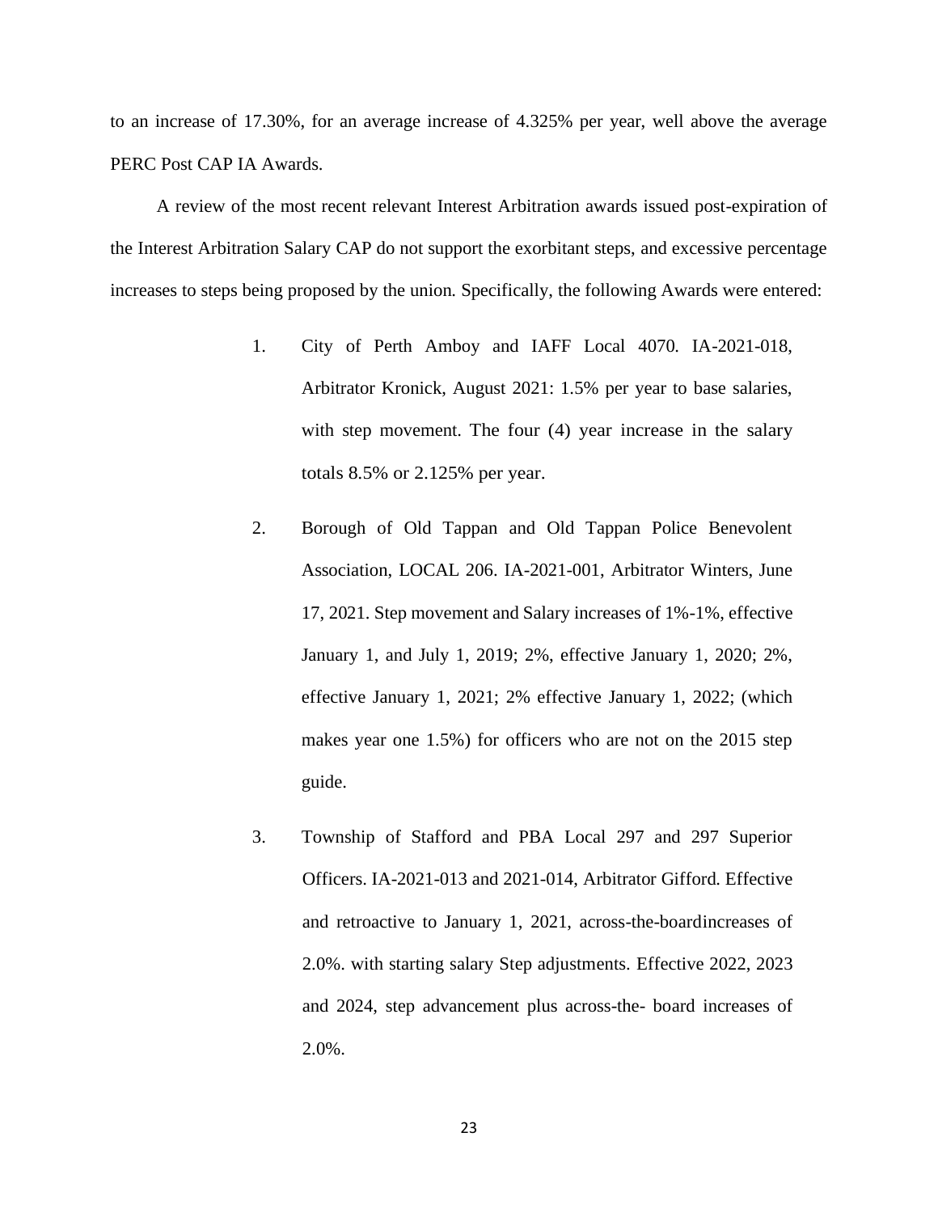to an increase of 17.30%, for an average increase of 4.325% per year, well above the average PERC Post CAP IA Awards.

A review of the most recent relevant Interest Arbitration awards issued post-expiration of the Interest Arbitration Salary CAP do not support the exorbitant steps, and excessive percentage increases to steps being proposed by the union. Specifically, the following Awards were entered:

1. City of Perth Amboy and IAFF Local 4070. IA-2021-018, Arbitrator Kronick, August 2021: 1.5% per year to base salaries, with step movement. The four (4) year increase in the salary totals 8.5% or 2.125% per year.

2. Borough of Old Tappan and Old Tappan Police Benevolent Association, LOCAL 206. IA-2021-001, Arbitrator Winters, June 17, 2021. Step movement and Salary increases of 1%-1%, effective January 1, and July 1, 2019; 2%, effective January 1, 2020; 2%, effective January 1, 2021; 2% effective January 1, 2022; (which makes year one 1.5%) for officers who are not on the 2015 step guide.

3. Township of Stafford and PBA Local 297 and 297 Superior Officers. IA-2021-013 and 2021-014, Arbitrator Gifford. Effective and retroactive to January 1, 2021, across-the-boardincreases of 2.0%. with starting salary Step adjustments. Effective 2022, 2023 and 2024, step advancement plus across-the- board increases of 2.0%.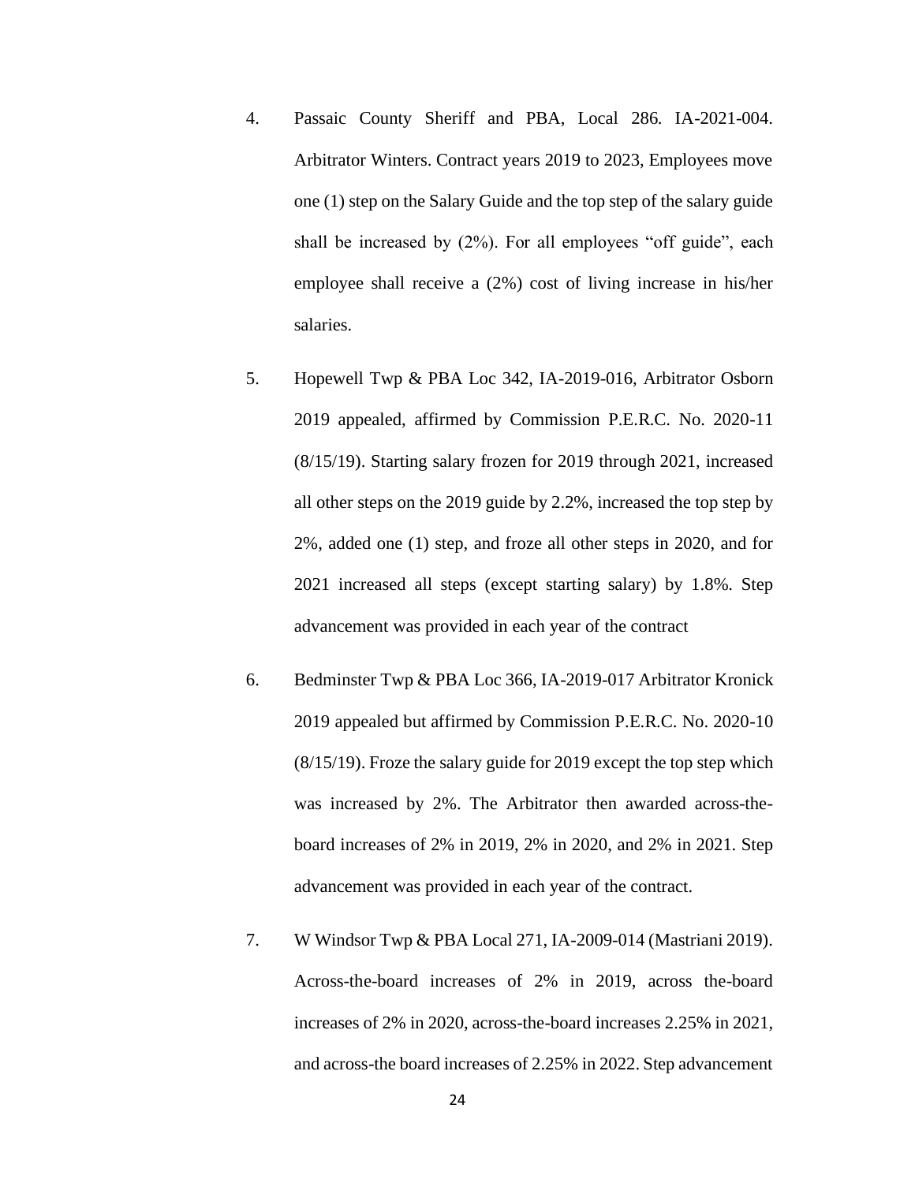4. Passaic County Sheriff and PBA, Local 286. IA-2021-004. Arbitrator Winters. Contract years 2019 to 2023, Employees move one (1) step on the Salary Guide and the top step of the salary guide shall be increased by (2%). For all employees "off guide", each employee shall receive a (2%) cost of living increase in his/her salaries.

5. Hopewell Twp & PBA Loc 342, IA-2019-016, Arbitrator Osborn 2019 appealed, affirmed by Commission P.E.R.C. No. 2020-11 (8/15/19). Starting salary frozen for 2019 through 2021, increased all other steps on the 2019 guide by 2.2%, increased the top step by 2%, added one (1) step, and froze all other steps in 2020, and for 2021 increased all steps (except starting salary) by 1.8%. Step advancement was provided in each year of the contract

6. Bedminster Twp & PBA Loc 366, IA-2019-017 Arbitrator Kronick 2019 appealed but affirmed by Commission P.E.R.C. No. 2020-10 (8/15/19). Froze the salary guide for 2019 except the top step which was increased by 2%. The Arbitrator then awarded across-the-board increases of 2% in 2019, 2% in 2020, and 2% in 2021. Step advancement was provided in each year of the contract.

7. W Windsor Twp & PBA Local 271, IA-2009-014 (Mastriani 2019). Across-the-board increases of 2% in 2019, across the-board increases of 2% in 2020, across-the-board increases 2.25% in 2021, and across-the board increases of 2.25% in 2022. Step advancement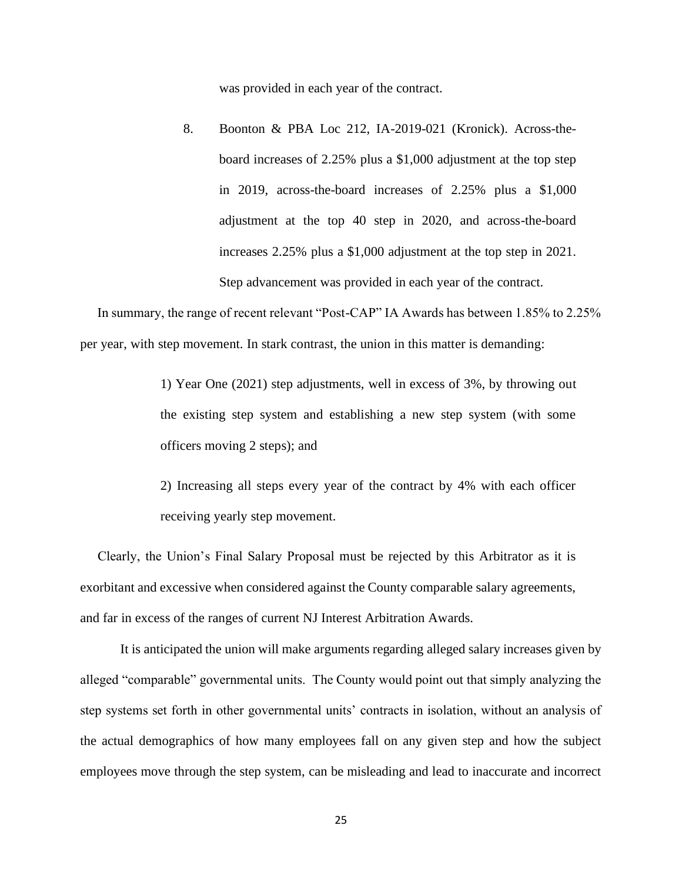was provided in each year of the contract.

8. Boonton & PBA Loc 212, IA-2019-021 (Kronick). Across-the-board increases of 2.25% plus a $1,000 adjustment at the top step in 2019, across-the-board increases of 2.25% plus a $1,000 adjustment at the top 40 step in 2020, and across-the-board increases 2.25% plus a $1,000 adjustment at the top step in 2021. Step advancement was provided in each year of the contract.

In summary, the range of recent relevant "Post-CAP" IA Awards has between 1.85% to 2.25% per year, with step movement. In stark contrast, the union in this matter is demanding:

> 1) Year One (2021) step adjustments, well in excess of 3%, by throwing out the existing step system and establishing a new step system (with some officers moving 2 steps); and
>
> 2) Increasing all steps every year of the contract by 4% with each officer receiving yearly step movement.

Clearly, the Union's Final Salary Proposal must be rejected by this Arbitrator as it is exorbitant and excessive when considered against the County comparable salary agreements, and far in excess of the ranges of current NJ Interest Arbitration Awards.

It is anticipated the union will make arguments regarding alleged salary increases given by alleged "comparable" governmental units. The County would point out that simply analyzing the step systems set forth in other governmental units' contracts in isolation, without an analysis of the actual demographics of how many employees fall on any given step and how the subject employees move through the step system, can be misleading and lead to inaccurate and incorrect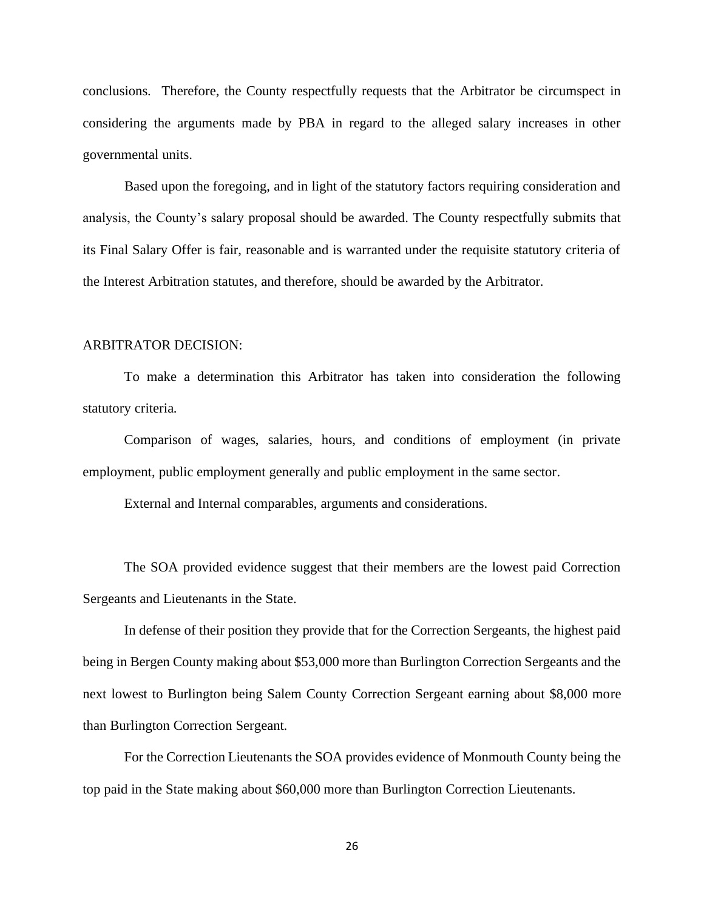conclusions. Therefore, the County respectfully requests that the Arbitrator be circumspect in considering the arguments made by PBA in regard to the alleged salary increases in other governmental units.

Based upon the foregoing, and in light of the statutory factors requiring consideration and analysis, the County's salary proposal should be awarded. The County respectfully submits that its Final Salary Offer is fair, reasonable and is warranted under the requisite statutory criteria of the Interest Arbitration statutes, and therefore, should be awarded by the Arbitrator.

ARBITRATOR DECISION:

To make a determination this Arbitrator has taken into consideration the following statutory criteria.

Comparison of wages, salaries, hours, and conditions of employment (in private employment, public employment generally and public employment in the same sector.

External and Internal comparables, arguments and considerations.

The SOA provided evidence suggest that their members are the lowest paid Correction Sergeants and Lieutenants in the State.

In defense of their position they provide that for the Correction Sergeants, the highest paid being in Bergen County making about $53,000 more than Burlington Correction Sergeants and the next lowest to Burlington being Salem County Correction Sergeant earning about $8,000 more than Burlington Correction Sergeant.

For the Correction Lieutenants the SOA provides evidence of Monmouth County being the top paid in the State making about $60,000 more than Burlington Correction Lieutenants.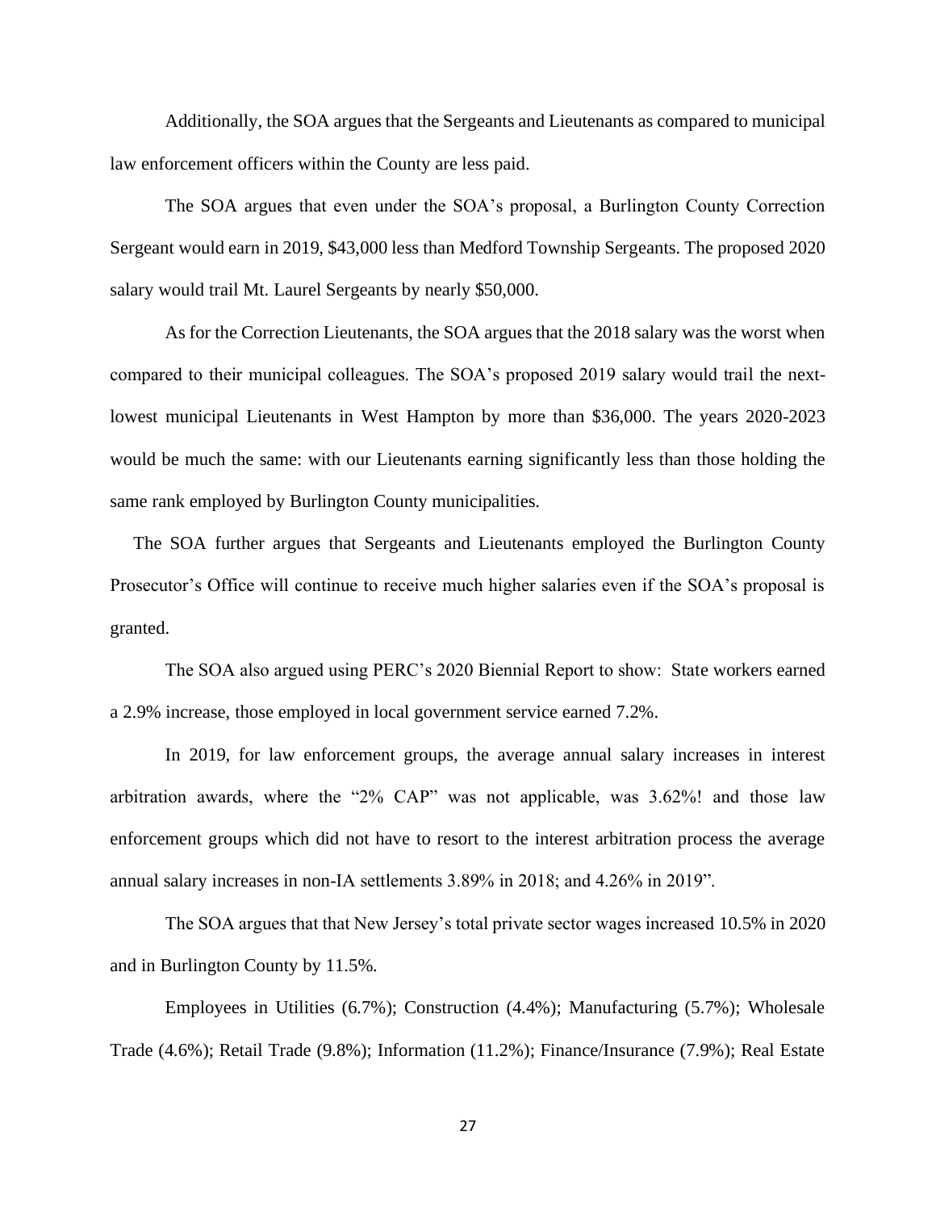Additionally, the SOA argues that the Sergeants and Lieutenants as compared to municipal law enforcement officers within the County are less paid.

The SOA argues that even under the SOA's proposal, a Burlington County Correction Sergeant would earn in 2019, $43,000 less than Medford Township Sergeants. The proposed 2020 salary would trail Mt. Laurel Sergeants by nearly $50,000.

As for the Correction Lieutenants, the SOA argues that the 2018 salary was the worst when compared to their municipal colleagues. The SOA's proposed 2019 salary would trail the next-lowest municipal Lieutenants in West Hampton by more than $36,000. The years 2020-2023 would be much the same: with our Lieutenants earning significantly less than those holding the same rank employed by Burlington County municipalities.

The SOA further argues that Sergeants and Lieutenants employed the Burlington County Prosecutor's Office will continue to receive much higher salaries even if the SOA's proposal is granted.

The SOA also argued using PERC's 2020 Biennial Report to show: State workers earned a 2.9% increase, those employed in local government service earned 7.2%.

In 2019, for law enforcement groups, the average annual salary increases in interest arbitration awards, where the "2% CAP" was not applicable, was 3.62%! and those law enforcement groups which did not have to resort to the interest arbitration process the average annual salary increases in non-IA settlements 3.89% in 2018; and 4.26% in 2019".

The SOA argues that that New Jersey's total private sector wages increased 10.5% in 2020 and in Burlington County by 11.5%.

Employees in Utilities (6.7%); Construction (4.4%); Manufacturing (5.7%); Wholesale Trade (4.6%); Retail Trade (9.8%); Information (11.2%); Finance/Insurance (7.9%); Real Estate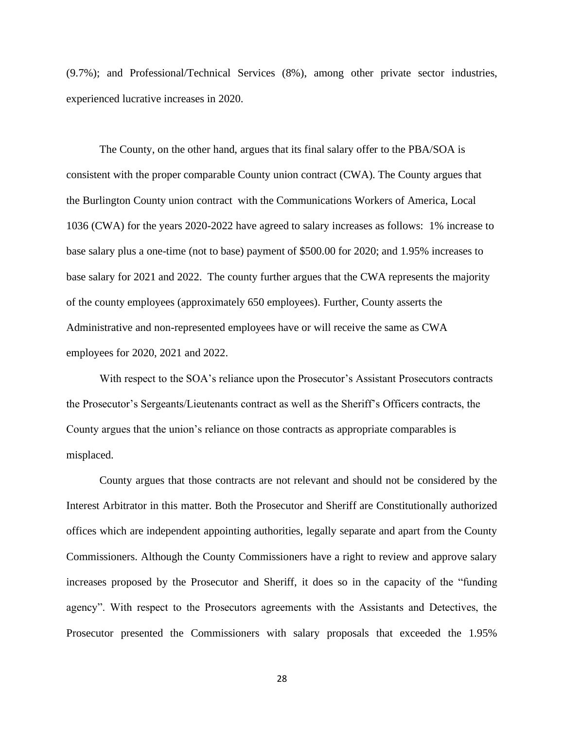(9.7%); and Professional/Technical Services (8%), among other private sector industries, experienced lucrative increases in 2020.

The County, on the other hand, argues that its final salary offer to the PBA/SOA is consistent with the proper comparable County union contract (CWA). The County argues that the Burlington County union contract with the Communications Workers of America, Local 1036 (CWA) for the years 2020-2022 have agreed to salary increases as follows: 1% increase to base salary plus a one-time (not to base) payment of $500.00 for 2020; and 1.95% increases to base salary for 2021 and 2022. The county further argues that the CWA represents the majority of the county employees (approximately 650 employees). Further, County asserts the Administrative and non-represented employees have or will receive the same as CWA employees for 2020, 2021 and 2022.

With respect to the SOA's reliance upon the Prosecutor's Assistant Prosecutors contracts the Prosecutor's Sergeants/Lieutenants contract as well as the Sheriff's Officers contracts, the County argues that the union's reliance on those contracts as appropriate comparables is misplaced.

County argues that those contracts are not relevant and should not be considered by the Interest Arbitrator in this matter. Both the Prosecutor and Sheriff are Constitutionally authorized offices which are independent appointing authorities, legally separate and apart from the County Commissioners. Although the County Commissioners have a right to review and approve salary increases proposed by the Prosecutor and Sheriff, it does so in the capacity of the "funding agency". With respect to the Prosecutors agreements with the Assistants and Detectives, the Prosecutor presented the Commissioners with salary proposals that exceeded the 1.95%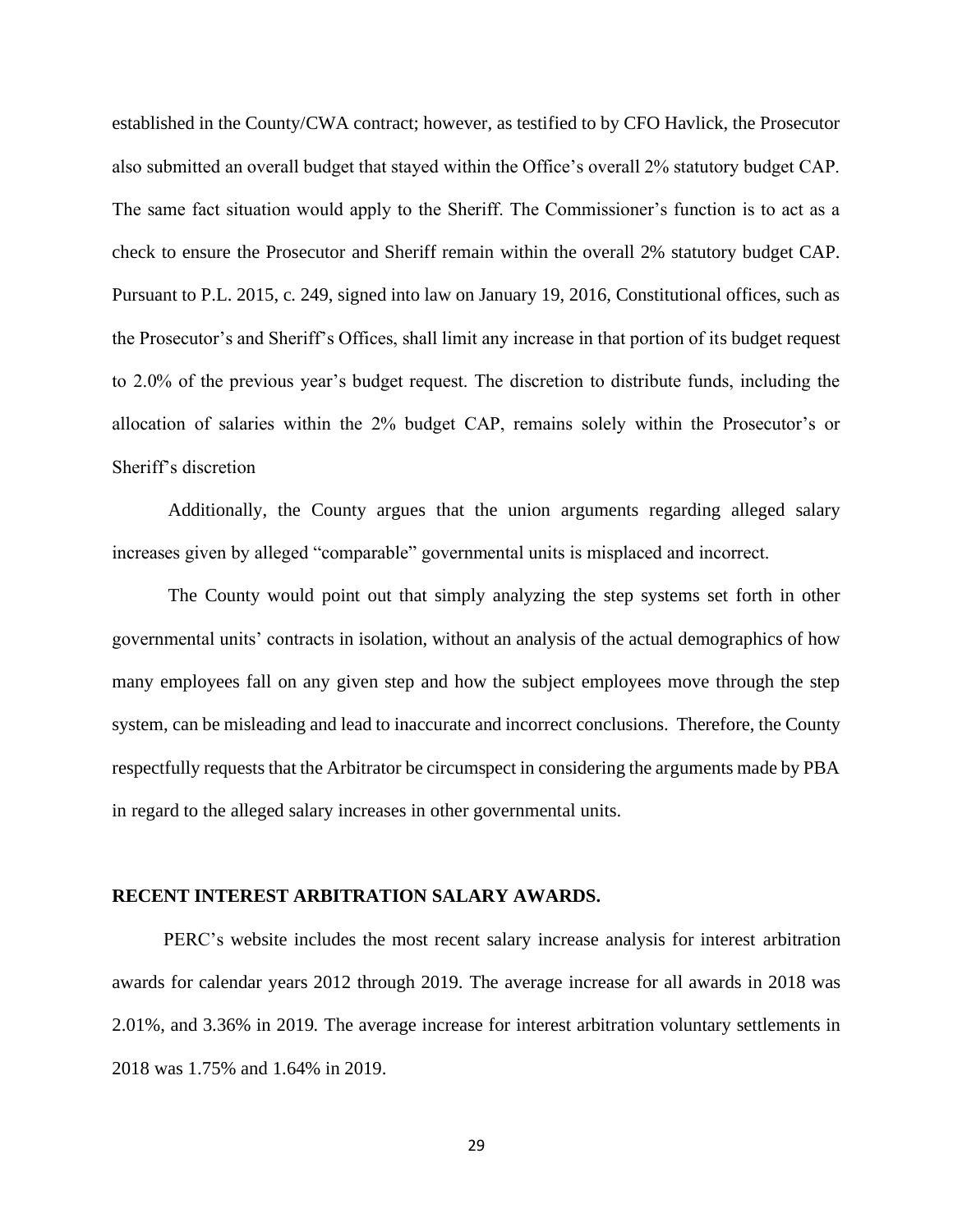established in the County/CWA contract; however, as testified to by CFO Havlick, the Prosecutor also submitted an overall budget that stayed within the Office's overall 2% statutory budget CAP. The same fact situation would apply to the Sheriff. The Commissioner's function is to act as a check to ensure the Prosecutor and Sheriff remain within the overall 2% statutory budget CAP. Pursuant to P.L. 2015, c. 249, signed into law on January 19, 2016, Constitutional offices, such as the Prosecutor's and Sheriff's Offices, shall limit any increase in that portion of its budget request to 2.0% of the previous year's budget request. The discretion to distribute funds, including the allocation of salaries within the 2% budget CAP, remains solely within the Prosecutor's or Sheriff's discretion

Additionally, the County argues that the union arguments regarding alleged salary increases given by alleged "comparable" governmental units is misplaced and incorrect.

The County would point out that simply analyzing the step systems set forth in other governmental units' contracts in isolation, without an analysis of the actual demographics of how many employees fall on any given step and how the subject employees move through the step system, can be misleading and lead to inaccurate and incorrect conclusions. Therefore, the County respectfully requests that the Arbitrator be circumspect in considering the arguments made by PBA in regard to the alleged salary increases in other governmental units.

**RECENT INTEREST ARBITRATION SALARY AWARDS.**

PERC's website includes the most recent salary increase analysis for interest arbitration awards for calendar years 2012 through 2019. The average increase for all awards in 2018 was 2.01%, and 3.36% in 2019. The average increase for interest arbitration voluntary settlements in 2018 was 1.75% and 1.64% in 2019.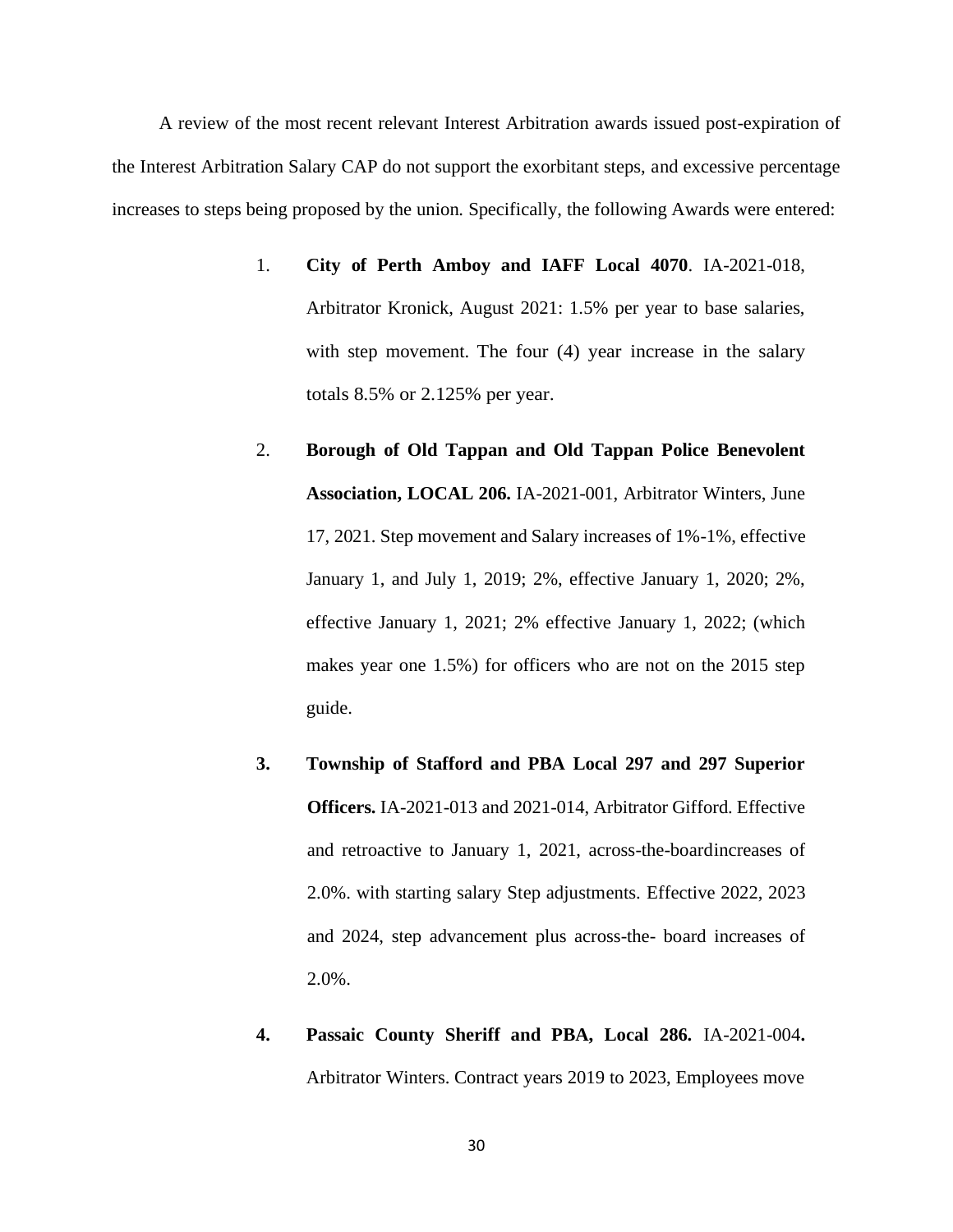A review of the most recent relevant Interest Arbitration awards issued post-expiration of the Interest Arbitration Salary CAP do not support the exorbitant steps, and excessive percentage increases to steps being proposed by the union. Specifically, the following Awards were entered:

1. **City of Perth Amboy and IAFF Local 4070**. IA-2021-018, Arbitrator Kronick, August 2021: 1.5% per year to base salaries, with step movement. The four (4) year increase in the salary totals 8.5% or 2.125% per year.

2. **Borough of Old Tappan and Old Tappan Police Benevolent Association, LOCAL 206.** IA-2021-001, Arbitrator Winters, June 17, 2021. Step movement and Salary increases of 1%-1%, effective January 1, and July 1, 2019; 2%, effective January 1, 2020; 2%, effective January 1, 2021; 2% effective January 1, 2022; (which makes year one 1.5%) for officers who are not on the 2015 step guide.

3. **Township of Stafford and PBA Local 297 and 297 Superior Officers.** IA-2021-013 and 2021-014, Arbitrator Gifford. Effective and retroactive to January 1, 2021, across-the-boardincreases of 2.0%. with starting salary Step adjustments. Effective 2022, 2023 and 2024, step advancement plus across-the- board increases of 2.0%.

4. **Passaic County Sheriff and PBA, Local 286.** IA-2021-004**.** Arbitrator Winters. Contract years 2019 to 2023, Employees move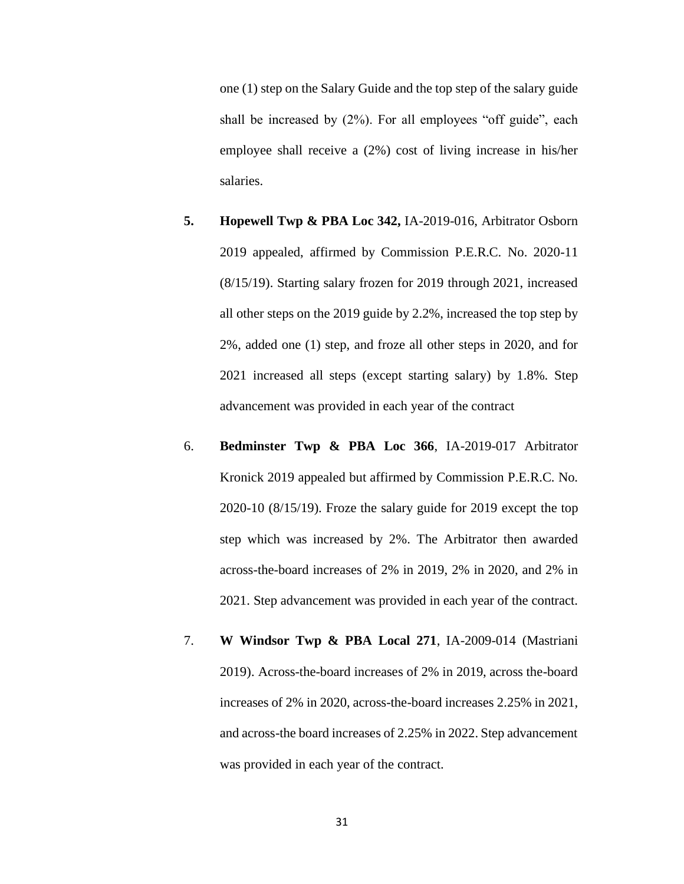one (1) step on the Salary Guide and the top step of the salary guide shall be increased by (2%). For all employees "off guide", each employee shall receive a (2%) cost of living increase in his/her salaries.

**5.** **Hopewell Twp & PBA Loc 342,** IA-2019-016, Arbitrator Osborn 2019 appealed, affirmed by Commission P.E.R.C. No. 2020-11 (8/15/19). Starting salary frozen for 2019 through 2021, increased all other steps on the 2019 guide by 2.2%, increased the top step by 2%, added one (1) step, and froze all other steps in 2020, and for 2021 increased all steps (except starting salary) by 1.8%. Step advancement was provided in each year of the contract

6. **Bedminster Twp & PBA Loc 366**, IA-2019-017 Arbitrator Kronick 2019 appealed but affirmed by Commission P.E.R.C. No. 2020-10 (8/15/19). Froze the salary guide for 2019 except the top step which was increased by 2%. The Arbitrator then awarded across-the-board increases of 2% in 2019, 2% in 2020, and 2% in 2021. Step advancement was provided in each year of the contract.

7. **W Windsor Twp & PBA Local 271**, IA-2009-014 (Mastriani 2019). Across-the-board increases of 2% in 2019, across the-board increases of 2% in 2020, across-the-board increases 2.25% in 2021, and across-the board increases of 2.25% in 2022. Step advancement was provided in each year of the contract.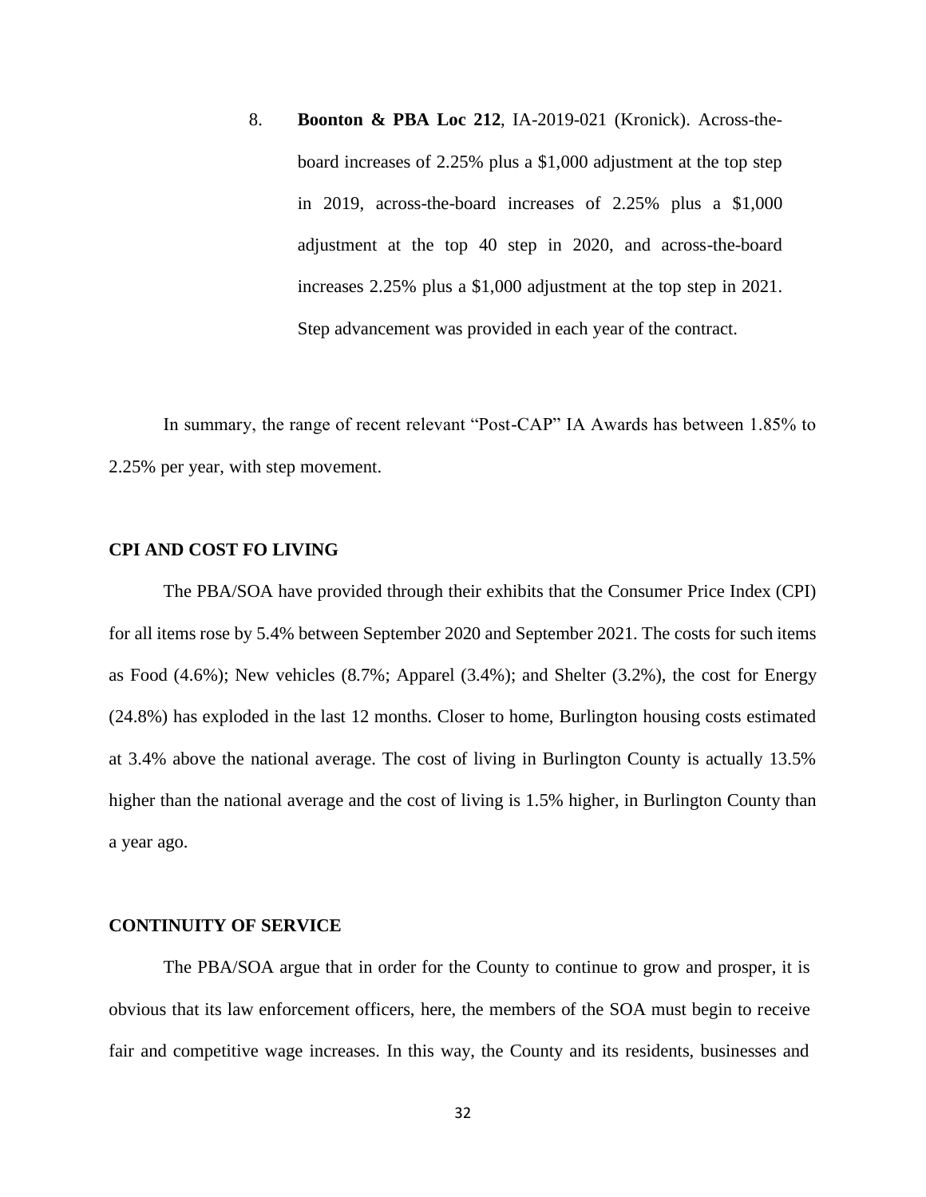8. **Boonton & PBA Loc 212**, IA-2019-021 (Kronick). Across-the-board increases of 2.25% plus a $1,000 adjustment at the top step in 2019, across-the-board increases of 2.25% plus a $1,000 adjustment at the top 40 step in 2020, and across-the-board increases 2.25% plus a $1,000 adjustment at the top step in 2021. Step advancement was provided in each year of the contract.

In summary, the range of recent relevant "Post-CAP" IA Awards has between 1.85% to 2.25% per year, with step movement.

**CPI AND COST FO LIVING**

The PBA/SOA have provided through their exhibits that the Consumer Price Index (CPI) for all items rose by 5.4% between September 2020 and September 2021. The costs for such items as Food (4.6%); New vehicles (8.7%; Apparel (3.4%); and Shelter (3.2%), the cost for Energy (24.8%) has exploded in the last 12 months. Closer to home, Burlington housing costs estimated at 3.4% above the national average. The cost of living in Burlington County is actually 13.5% higher than the national average and the cost of living is 1.5% higher, in Burlington County than a year ago.

**CONTINUITY OF SERVICE**

The PBA/SOA argue that in order for the County to continue to grow and prosper, it is obvious that its law enforcement officers, here, the members of the SOA must begin to receive fair and competitive wage increases. In this way, the County and its residents, businesses and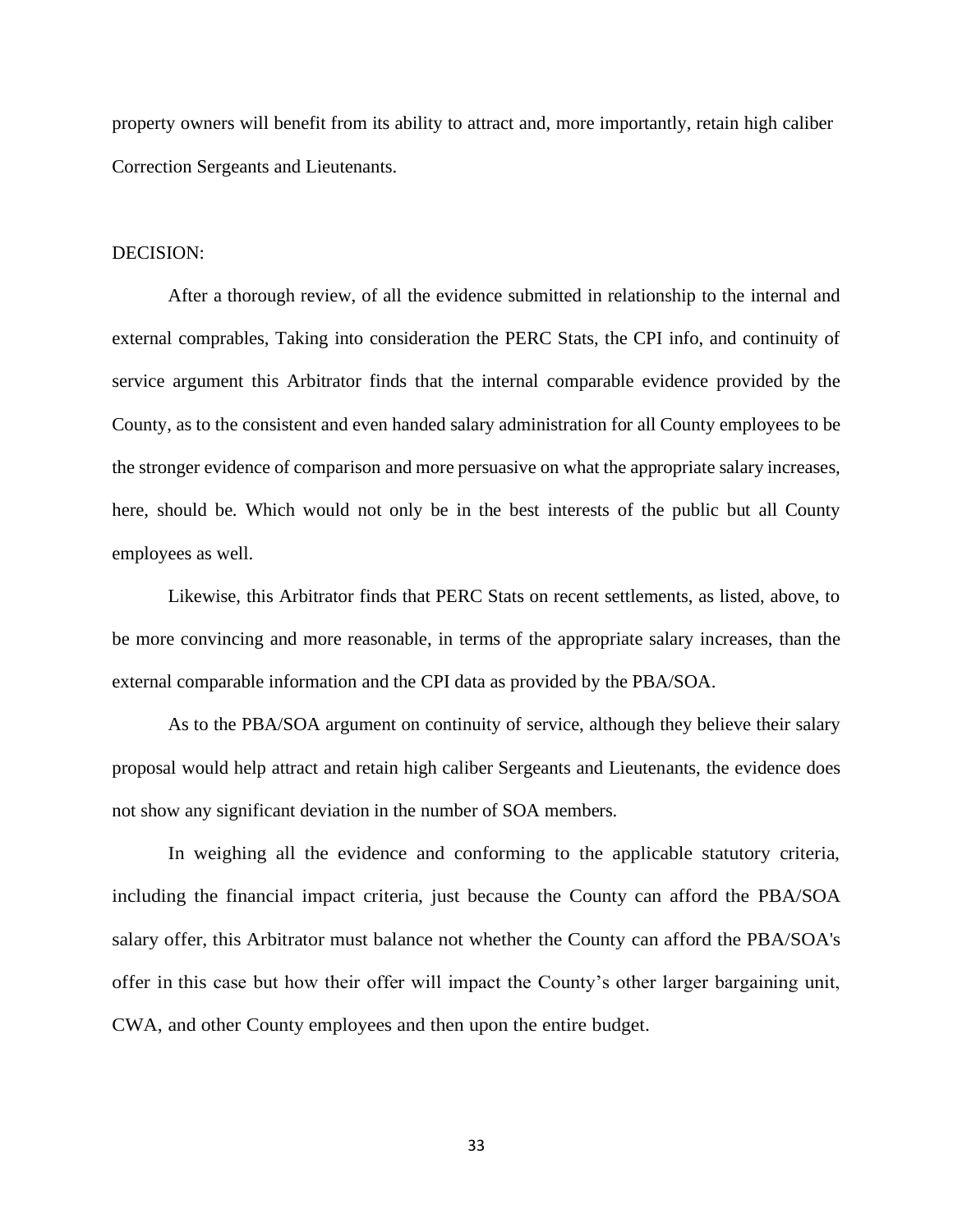property owners will benefit from its ability to attract and, more importantly, retain high caliber Correction Sergeants and Lieutenants.

DECISION:

After a thorough review, of all the evidence submitted in relationship to the internal and external comprables, Taking into consideration the PERC Stats, the CPI info, and continuity of service argument this Arbitrator finds that the internal comparable evidence provided by the County, as to the consistent and even handed salary administration for all County employees to be the stronger evidence of comparison and more persuasive on what the appropriate salary increases, here, should be. Which would not only be in the best interests of the public but all County employees as well.

Likewise, this Arbitrator finds that PERC Stats on recent settlements, as listed, above, to be more convincing and more reasonable, in terms of the appropriate salary increases, than the external comparable information and the CPI data as provided by the PBA/SOA.

As to the PBA/SOA argument on continuity of service, although they believe their salary proposal would help attract and retain high caliber Sergeants and Lieutenants, the evidence does not show any significant deviation in the number of SOA members.

In weighing all the evidence and conforming to the applicable statutory criteria, including the financial impact criteria, just because the County can afford the PBA/SOA salary offer, this Arbitrator must balance not whether the County can afford the PBA/SOA's offer in this case but how their offer will impact the County's other larger bargaining unit, CWA, and other County employees and then upon the entire budget.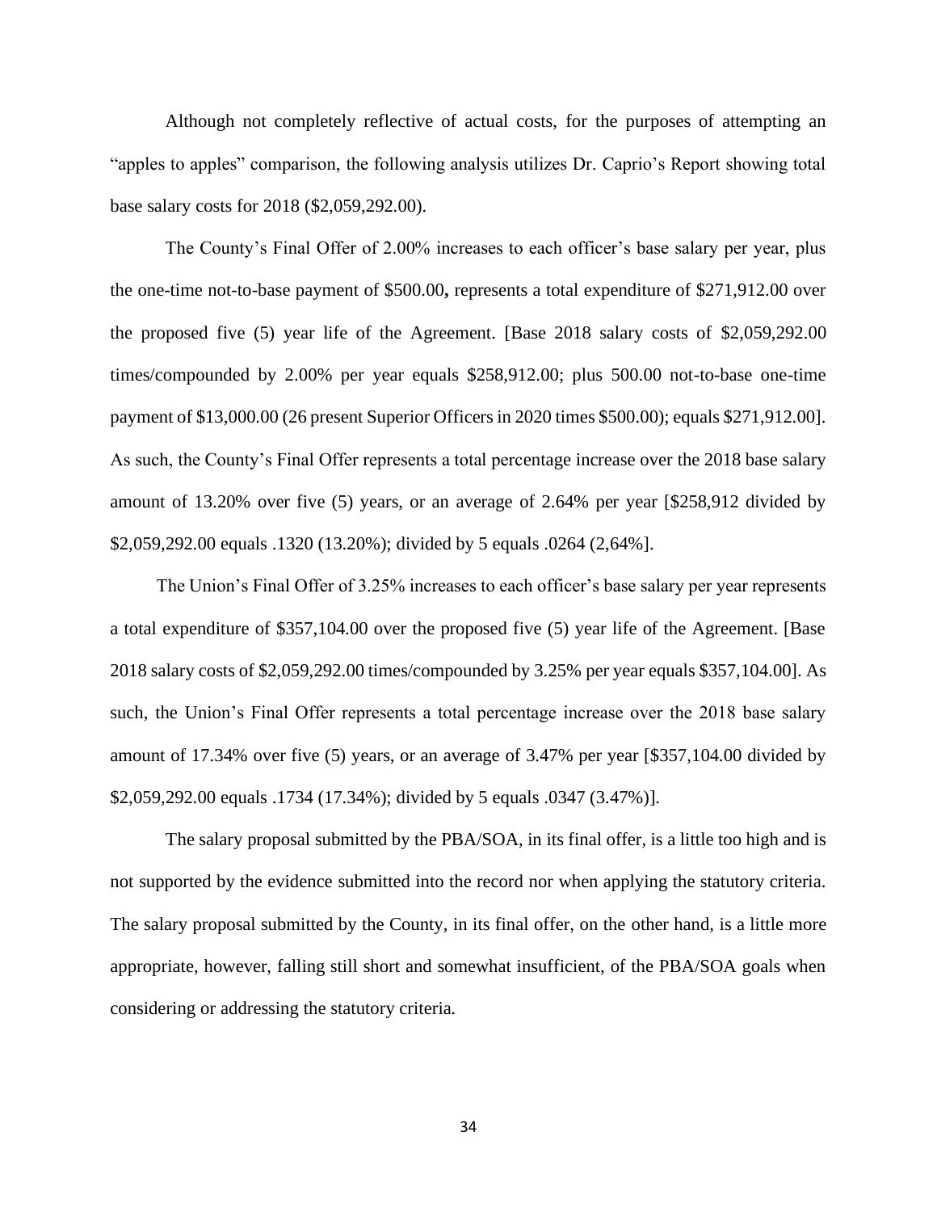Although not completely reflective of actual costs, for the purposes of attempting an "apples to apples" comparison, the following analysis utilizes Dr. Caprio's Report showing total base salary costs for 2018 ($2,059,292.00).

The County's Final Offer of 2.00% increases to each officer's base salary per year, plus the one-time not-to-base payment of $500.00**,** represents a total expenditure of $271,912.00 over the proposed five (5) year life of the Agreement. [Base 2018 salary costs of $2,059,292.00 times/compounded by 2.00% per year equals $258,912.00; plus 500.00 not-to-base one-time payment of $13,000.00 (26 present Superior Officers in 2020 times $500.00); equals $271,912.00]. As such, the County's Final Offer represents a total percentage increase over the 2018 base salary amount of 13.20% over five (5) years, or an average of 2.64% per year [$258,912 divided by $2,059,292.00 equals .1320 (13.20%); divided by 5 equals .0264 (2,64%].

The Union's Final Offer of 3.25% increases to each officer's base salary per year represents a total expenditure of $357,104.00 over the proposed five (5) year life of the Agreement. [Base 2018 salary costs of $2,059,292.00 times/compounded by 3.25% per year equals $357,104.00]. As such, the Union's Final Offer represents a total percentage increase over the 2018 base salary amount of 17.34% over five (5) years, or an average of 3.47% per year [$357,104.00 divided by $2,059,292.00 equals .1734 (17.34%); divided by 5 equals .0347 (3.47%)].

The salary proposal submitted by the PBA/SOA, in its final offer, is a little too high and is not supported by the evidence submitted into the record nor when applying the statutory criteria. The salary proposal submitted by the County, in its final offer, on the other hand, is a little more appropriate, however, falling still short and somewhat insufficient, of the PBA/SOA goals when considering or addressing the statutory criteria.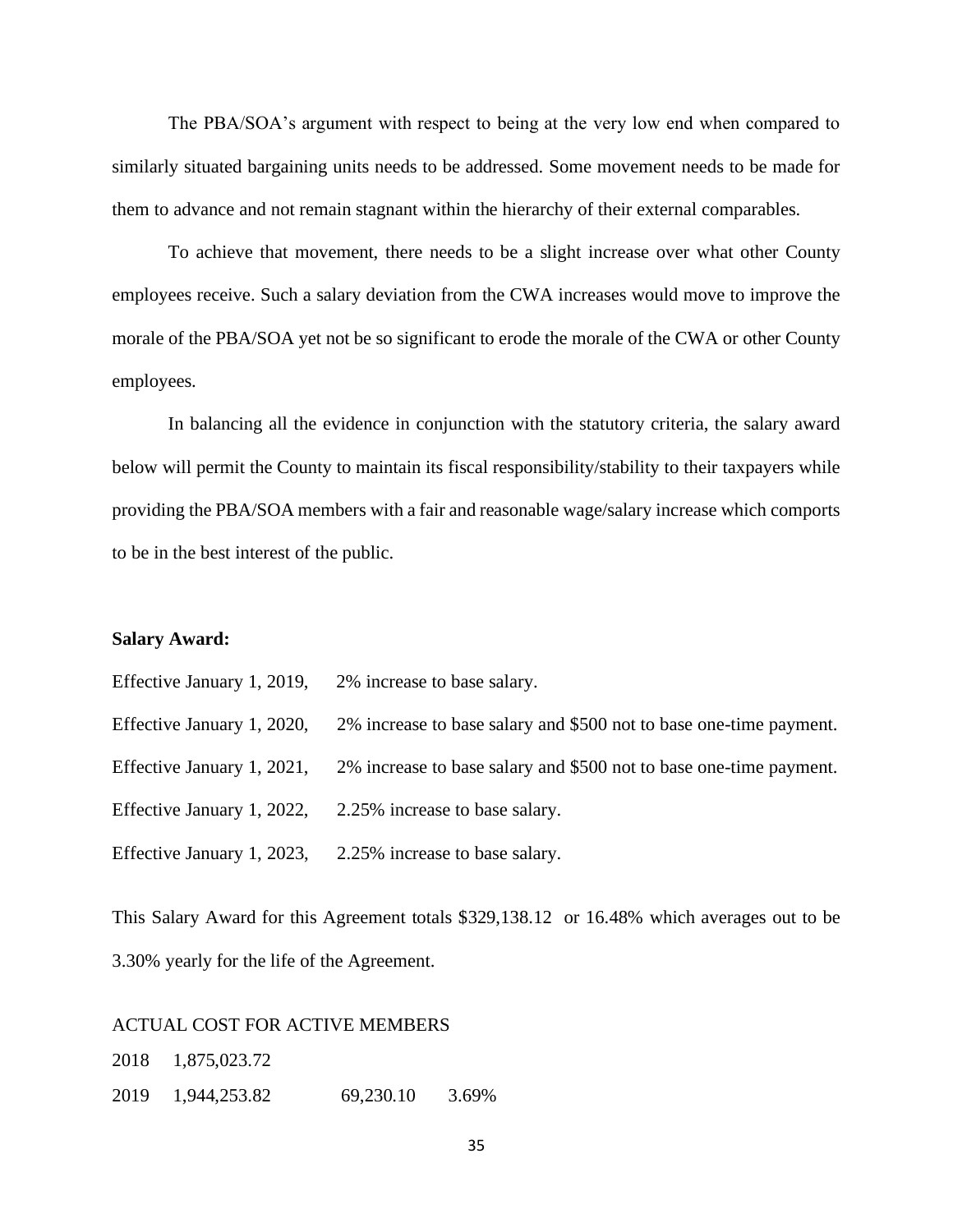The PBA/SOA's argument with respect to being at the very low end when compared to similarly situated bargaining units needs to be addressed. Some movement needs to be made for them to advance and not remain stagnant within the hierarchy of their external comparables.

To achieve that movement, there needs to be a slight increase over what other County employees receive. Such a salary deviation from the CWA increases would move to improve the morale of the PBA/SOA yet not be so significant to erode the morale of the CWA or other County employees.

In balancing all the evidence in conjunction with the statutory criteria, the salary award below will permit the County to maintain its fiscal responsibility/stability to their taxpayers while providing the PBA/SOA members with a fair and reasonable wage/salary increase which comports to be in the best interest of the public.

**Salary Award:**

Effective January 1, 2019, 2% increase to base salary.

Effective January 1, 2020, 2% increase to base salary and $500 not to base one-time payment.

Effective January 1, 2021, 2% increase to base salary and $500 not to base one-time payment.

Effective January 1, 2022, 2.25% increase to base salary.

Effective January 1, 2023, 2.25% increase to base salary.

This Salary Award for this Agreement totals $329,138.12 or 16.48% which averages out to be 3.30% yearly for the life of the Agreement.

ACTUAL COST FOR ACTIVE MEMBERS

| | | | |
|---|---|---|---|
| 2018 | 1,875,023.72 | | |
| 2019 | 1,944,253.82 | 69,230.10 | 3.69% |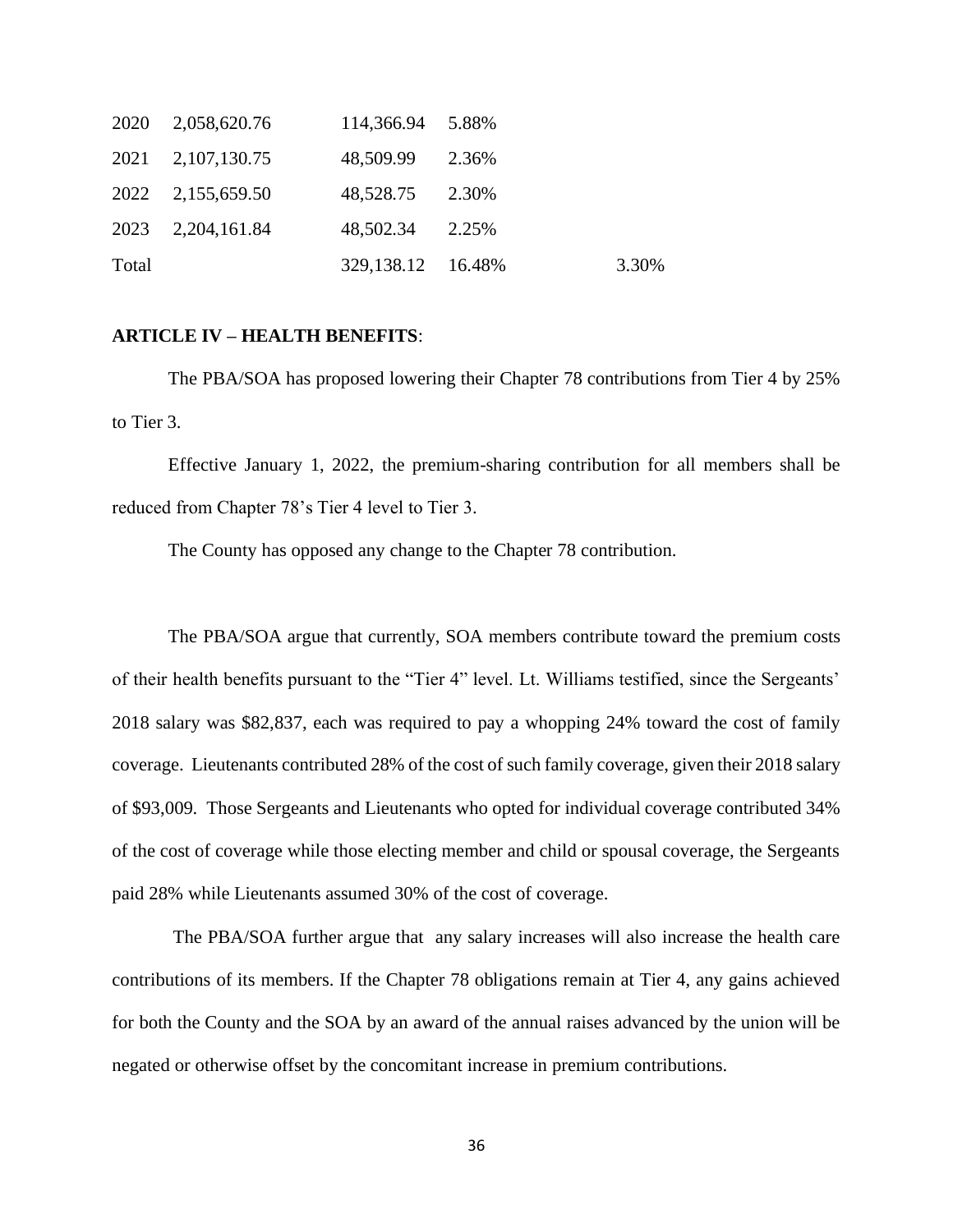| | | | | |
|---|---|---|---|---|
| 2020 | 2,058,620.76 | 114,366.94 | 5.88% | |
| 2021 | 2,107,130.75 | 48,509.99 | 2.36% | |
| 2022 | 2,155,659.50 | 48,528.75 | 2.30% | |
| 2023 | 2,204,161.84 | 48,502.34 | 2.25% | |
| Total | | 329,138.12 | 16.48% | 3.30% |

**ARTICLE IV – HEALTH BENEFITS**:

The PBA/SOA has proposed lowering their Chapter 78 contributions from Tier 4 by 25% to Tier 3.

Effective January 1, 2022, the premium-sharing contribution for all members shall be reduced from Chapter 78's Tier 4 level to Tier 3.

The County has opposed any change to the Chapter 78 contribution.

The PBA/SOA argue that currently, SOA members contribute toward the premium costs of their health benefits pursuant to the "Tier 4" level. Lt. Williams testified, since the Sergeants' 2018 salary was $82,837, each was required to pay a whopping 24% toward the cost of family coverage. Lieutenants contributed 28% of the cost of such family coverage, given their 2018 salary of $93,009. Those Sergeants and Lieutenants who opted for individual coverage contributed 34% of the cost of coverage while those electing member and child or spousal coverage, the Sergeants paid 28% while Lieutenants assumed 30% of the cost of coverage.

The PBA/SOA further argue that any salary increases will also increase the health care contributions of its members. If the Chapter 78 obligations remain at Tier 4, any gains achieved for both the County and the SOA by an award of the annual raises advanced by the union will be negated or otherwise offset by the concomitant increase in premium contributions.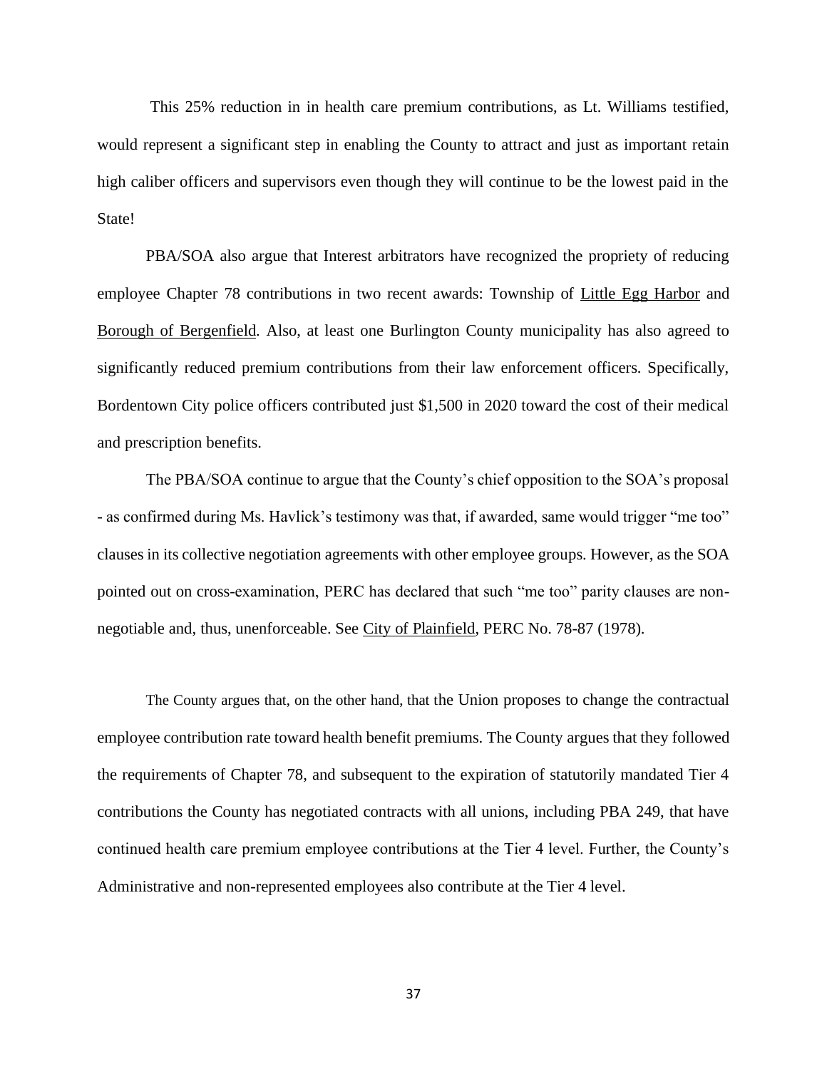This 25% reduction in in health care premium contributions, as Lt. Williams testified, would represent a significant step in enabling the County to attract and just as important retain high caliber officers and supervisors even though they will continue to be the lowest paid in the State!

PBA/SOA also argue that Interest arbitrators have recognized the propriety of reducing employee Chapter 78 contributions in two recent awards: Township of Little Egg Harbor and Borough of Bergenfield. Also, at least one Burlington County municipality has also agreed to significantly reduced premium contributions from their law enforcement officers. Specifically, Bordentown City police officers contributed just $1,500 in 2020 toward the cost of their medical and prescription benefits.

The PBA/SOA continue to argue that the County's chief opposition to the SOA's proposal - as confirmed during Ms. Havlick's testimony was that, if awarded, same would trigger "me too" clauses in its collective negotiation agreements with other employee groups. However, as the SOA pointed out on cross-examination, PERC has declared that such "me too" parity clauses are non-negotiable and, thus, unenforceable. See City of Plainfield, PERC No. 78-87 (1978).

The County argues that, on the other hand, that the Union proposes to change the contractual employee contribution rate toward health benefit premiums. The County argues that they followed the requirements of Chapter 78, and subsequent to the expiration of statutorily mandated Tier 4 contributions the County has negotiated contracts with all unions, including PBA 249, that have continued health care premium employee contributions at the Tier 4 level. Further, the County's Administrative and non-represented employees also contribute at the Tier 4 level.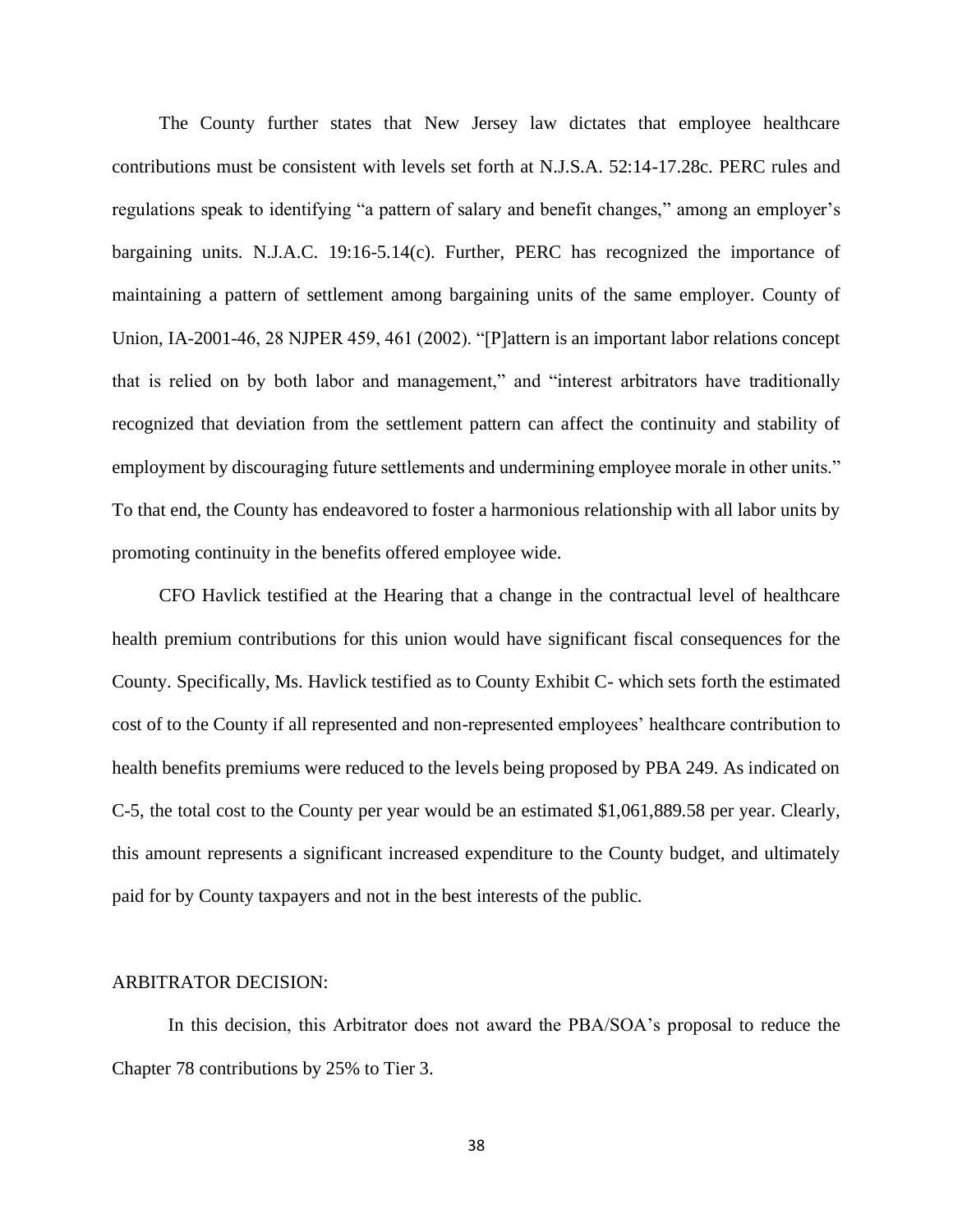The County further states that New Jersey law dictates that employee healthcare contributions must be consistent with levels set forth at N.J.S.A. 52:14-17.28c. PERC rules and regulations speak to identifying "a pattern of salary and benefit changes," among an employer's bargaining units. N.J.A.C. 19:16-5.14(c). Further, PERC has recognized the importance of maintaining a pattern of settlement among bargaining units of the same employer. County of Union, IA-2001-46, 28 NJPER 459, 461 (2002). "[P]attern is an important labor relations concept that is relied on by both labor and management," and "interest arbitrators have traditionally recognized that deviation from the settlement pattern can affect the continuity and stability of employment by discouraging future settlements and undermining employee morale in other units." To that end, the County has endeavored to foster a harmonious relationship with all labor units by promoting continuity in the benefits offered employee wide.

CFO Havlick testified at the Hearing that a change in the contractual level of healthcare health premium contributions for this union would have significant fiscal consequences for the County. Specifically, Ms. Havlick testified as to County Exhibit C- which sets forth the estimated cost of to the County if all represented and non-represented employees' healthcare contribution to health benefits premiums were reduced to the levels being proposed by PBA 249. As indicated on C-5, the total cost to the County per year would be an estimated $1,061,889.58 per year. Clearly, this amount represents a significant increased expenditure to the County budget, and ultimately paid for by County taxpayers and not in the best interests of the public.

ARBITRATOR DECISION:

In this decision, this Arbitrator does not award the PBA/SOA's proposal to reduce the Chapter 78 contributions by 25% to Tier 3.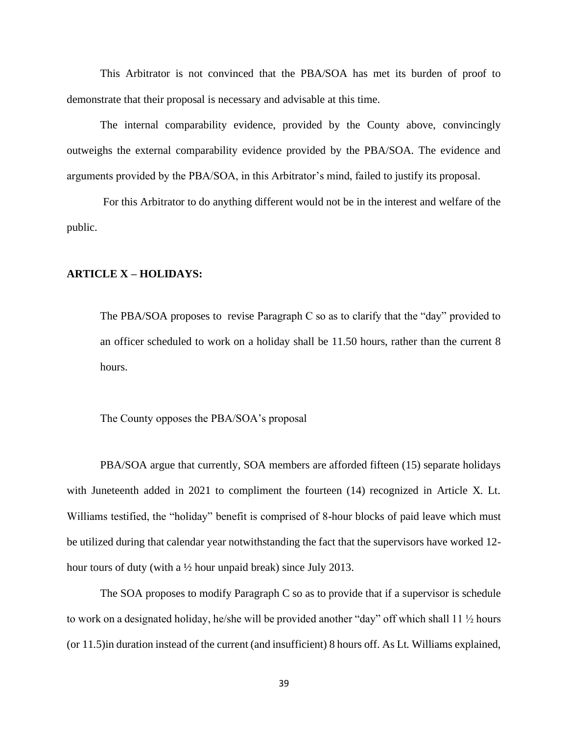This Arbitrator is not convinced that the PBA/SOA has met its burden of proof to demonstrate that their proposal is necessary and advisable at this time.

The internal comparability evidence, provided by the County above, convincingly outweighs the external comparability evidence provided by the PBA/SOA. The evidence and arguments provided by the PBA/SOA, in this Arbitrator's mind, failed to justify its proposal.

For this Arbitrator to do anything different would not be in the interest and welfare of the public.

**ARTICLE X – HOLIDAYS:**

> The PBA/SOA proposes to revise Paragraph C so as to clarify that the "day" provided to an officer scheduled to work on a holiday shall be 11.50 hours, rather than the current 8 hours.
>
> The County opposes the PBA/SOA's proposal

PBA/SOA argue that currently, SOA members are afforded fifteen (15) separate holidays with Juneteenth added in 2021 to compliment the fourteen (14) recognized in Article X. Lt. Williams testified, the "holiday" benefit is comprised of 8-hour blocks of paid leave which must be utilized during that calendar year notwithstanding the fact that the supervisors have worked 12-hour tours of duty (with a ½ hour unpaid break) since July 2013.

The SOA proposes to modify Paragraph C so as to provide that if a supervisor is schedule to work on a designated holiday, he/she will be provided another "day" off which shall 11 ½ hours (or 11.5)in duration instead of the current (and insufficient) 8 hours off. As Lt. Williams explained,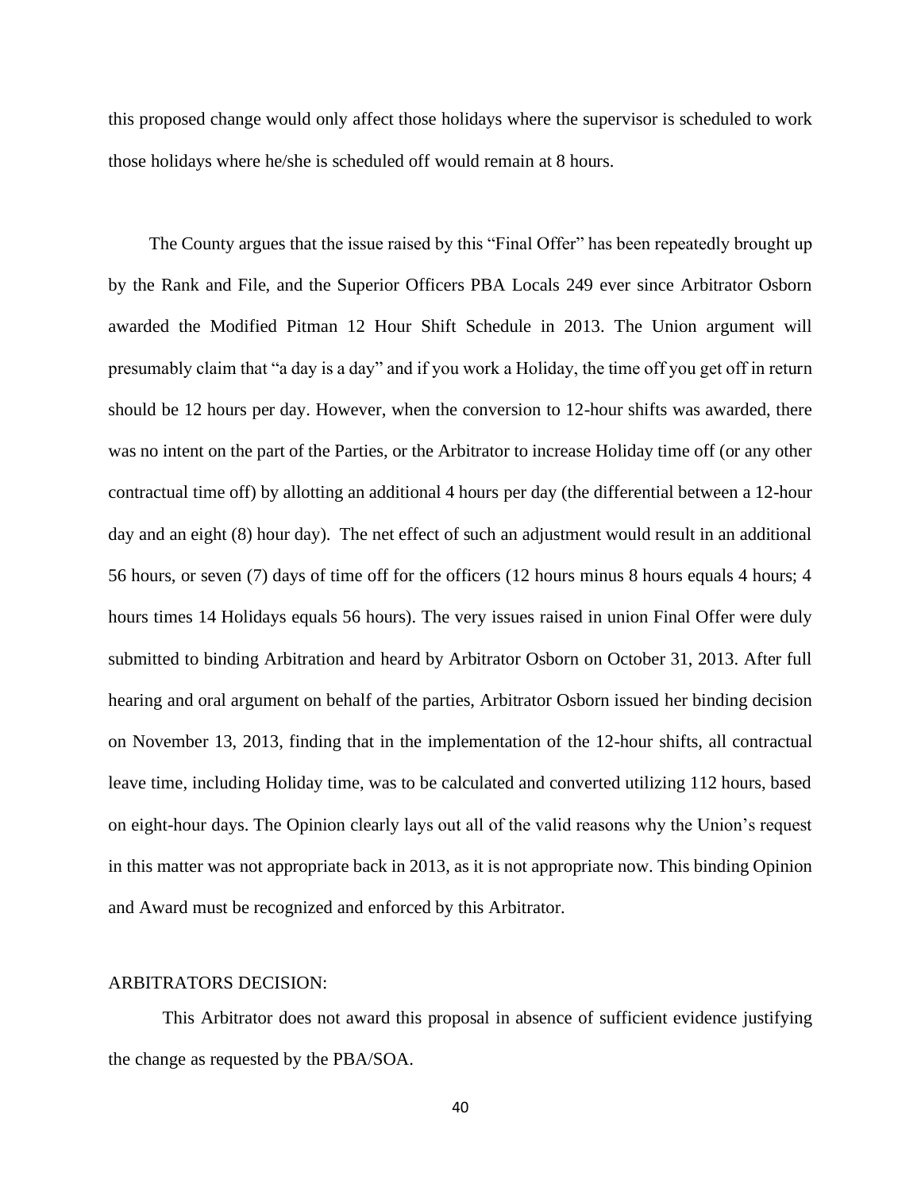this proposed change would only affect those holidays where the supervisor is scheduled to work those holidays where he/she is scheduled off would remain at 8 hours.

The County argues that the issue raised by this "Final Offer" has been repeatedly brought up by the Rank and File, and the Superior Officers PBA Locals 249 ever since Arbitrator Osborn awarded the Modified Pitman 12 Hour Shift Schedule in 2013. The Union argument will presumably claim that "a day is a day" and if you work a Holiday, the time off you get off in return should be 12 hours per day. However, when the conversion to 12-hour shifts was awarded, there was no intent on the part of the Parties, or the Arbitrator to increase Holiday time off (or any other contractual time off) by allotting an additional 4 hours per day (the differential between a 12-hour day and an eight (8) hour day). The net effect of such an adjustment would result in an additional 56 hours, or seven (7) days of time off for the officers (12 hours minus 8 hours equals 4 hours; 4 hours times 14 Holidays equals 56 hours). The very issues raised in union Final Offer were duly submitted to binding Arbitration and heard by Arbitrator Osborn on October 31, 2013. After full hearing and oral argument on behalf of the parties, Arbitrator Osborn issued her binding decision on November 13, 2013, finding that in the implementation of the 12-hour shifts, all contractual leave time, including Holiday time, was to be calculated and converted utilizing 112 hours, based on eight-hour days. The Opinion clearly lays out all of the valid reasons why the Union's request in this matter was not appropriate back in 2013, as it is not appropriate now. This binding Opinion and Award must be recognized and enforced by this Arbitrator.

ARBITRATORS DECISION:

This Arbitrator does not award this proposal in absence of sufficient evidence justifying the change as requested by the PBA/SOA.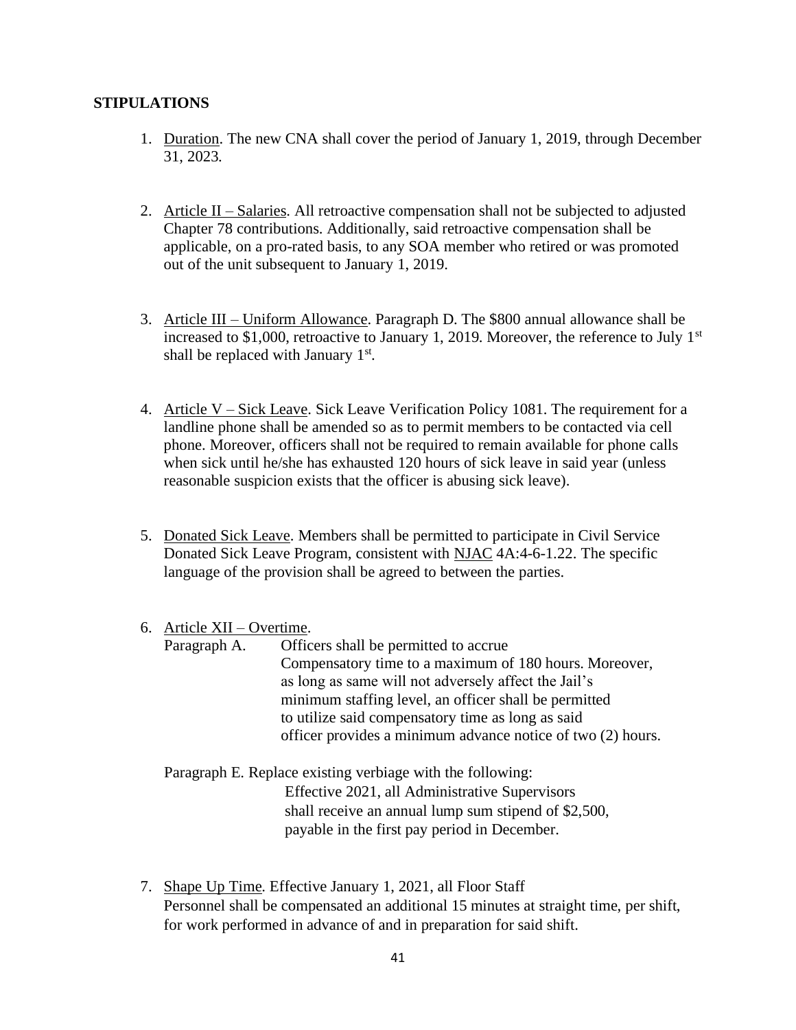**STIPULATIONS**

1. Duration. The new CNA shall cover the period of January 1, 2019, through December 31, 2023.

2. Article II – Salaries. All retroactive compensation shall not be subjected to adjusted Chapter 78 contributions. Additionally, said retroactive compensation shall be applicable, on a pro-rated basis, to any SOA member who retired or was promoted out of the unit subsequent to January 1, 2019.

3. Article III – Uniform Allowance. Paragraph D. The $800 annual allowance shall be increased to $1,000, retroactive to January 1, 2019. Moreover, the reference to July 1st shall be replaced with January 1st.

4. Article V – Sick Leave. Sick Leave Verification Policy 1081. The requirement for a landline phone shall be amended so as to permit members to be contacted via cell phone. Moreover, officers shall not be required to remain available for phone calls when sick until he/she has exhausted 120 hours of sick leave in said year (unless reasonable suspicion exists that the officer is abusing sick leave).

5. Donated Sick Leave. Members shall be permitted to participate in Civil Service Donated Sick Leave Program, consistent with NJAC 4A:4-6-1.22. The specific language of the provision shall be agreed to between the parties.

6. Article XII – Overtime.

   Paragraph A. Officers shall be permitted to accrue Compensatory time to a maximum of 180 hours. Moreover, as long as same will not adversely affect the Jail's minimum staffing level, an officer shall be permitted to utilize said compensatory time as long as said officer provides a minimum advance notice of two (2) hours.

   Paragraph E. Replace existing verbiage with the following: Effective 2021, all Administrative Supervisors shall receive an annual lump sum stipend of $2,500, payable in the first pay period in December.

7. Shape Up Time. Effective January 1, 2021, all Floor Staff Personnel shall be compensated an additional 15 minutes at straight time, per shift, for work performed in advance of and in preparation for said shift.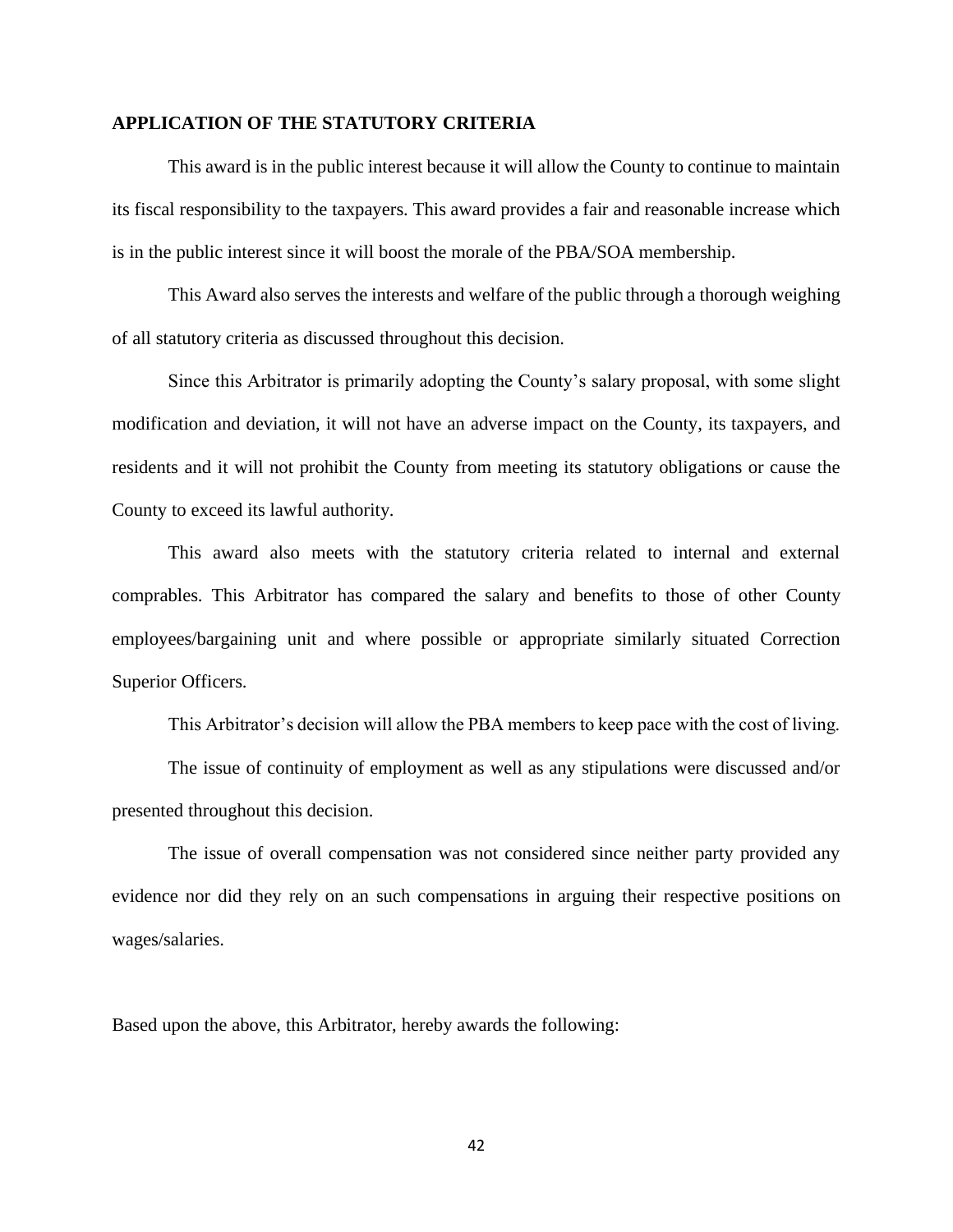**APPLICATION OF THE STATUTORY CRITERIA**

This award is in the public interest because it will allow the County to continue to maintain its fiscal responsibility to the taxpayers. This award provides a fair and reasonable increase which is in the public interest since it will boost the morale of the PBA/SOA membership.

This Award also serves the interests and welfare of the public through a thorough weighing of all statutory criteria as discussed throughout this decision.

Since this Arbitrator is primarily adopting the County's salary proposal, with some slight modification and deviation, it will not have an adverse impact on the County, its taxpayers, and residents and it will not prohibit the County from meeting its statutory obligations or cause the County to exceed its lawful authority.

This award also meets with the statutory criteria related to internal and external comprables. This Arbitrator has compared the salary and benefits to those of other County employees/bargaining unit and where possible or appropriate similarly situated Correction Superior Officers.

This Arbitrator's decision will allow the PBA members to keep pace with the cost of living.

The issue of continuity of employment as well as any stipulations were discussed and/or presented throughout this decision.

The issue of overall compensation was not considered since neither party provided any evidence nor did they rely on an such compensations in arguing their respective positions on wages/salaries.

Based upon the above, this Arbitrator, hereby awards the following: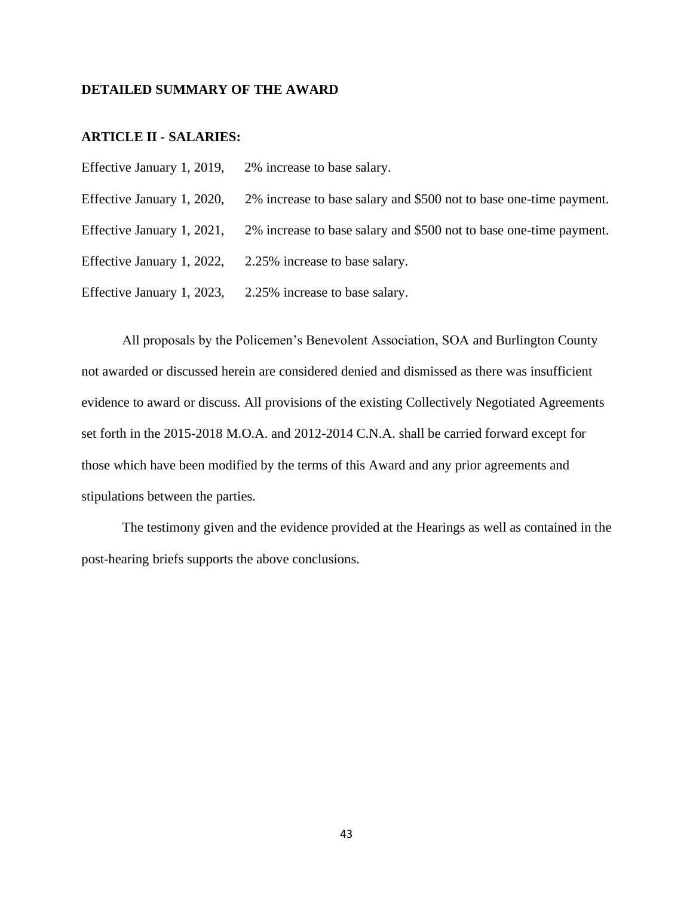**DETAILED SUMMARY OF THE AWARD**

**ARTICLE II - SALARIES:**

Effective January 1, 2019, 2% increase to base salary.

Effective January 1, 2020, 2% increase to base salary and $500 not to base one-time payment.

Effective January 1, 2021, 2% increase to base salary and $500 not to base one-time payment.

Effective January 1, 2022, 2.25% increase to base salary.

Effective January 1, 2023, 2.25% increase to base salary.

All proposals by the Policemen's Benevolent Association, SOA and Burlington County not awarded or discussed herein are considered denied and dismissed as there was insufficient evidence to award or discuss. All provisions of the existing Collectively Negotiated Agreements set forth in the 2015-2018 M.O.A. and 2012-2014 C.N.A. shall be carried forward except for those which have been modified by the terms of this Award and any prior agreements and stipulations between the parties.

The testimony given and the evidence provided at the Hearings as well as contained in the post-hearing briefs supports the above conclusions.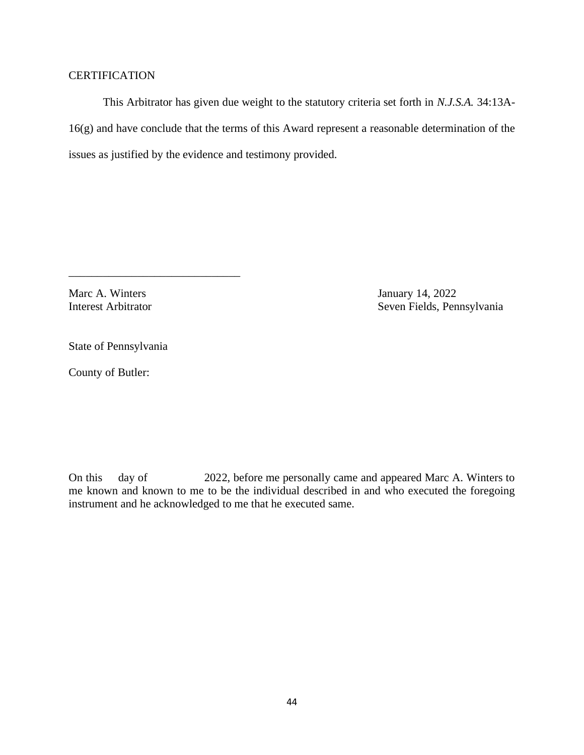CERTIFICATION

This Arbitrator has given due weight to the statutory criteria set forth in *N.J.S.A.* 34:13A-16(g) and have conclude that the terms of this Award represent a reasonable determination of the issues as justified by the evidence and testimony provided.

______________________________

Marc A. Winters  
Interest Arbitrator

January 14, 2022  
Seven Fields, Pennsylvania

State of Pennsylvania

County of Butler:

On this day of 2022, before me personally came and appeared Marc A. Winters to me known and known to me to be the individual described in and who executed the foregoing instrument and he acknowledged to me that he executed same.